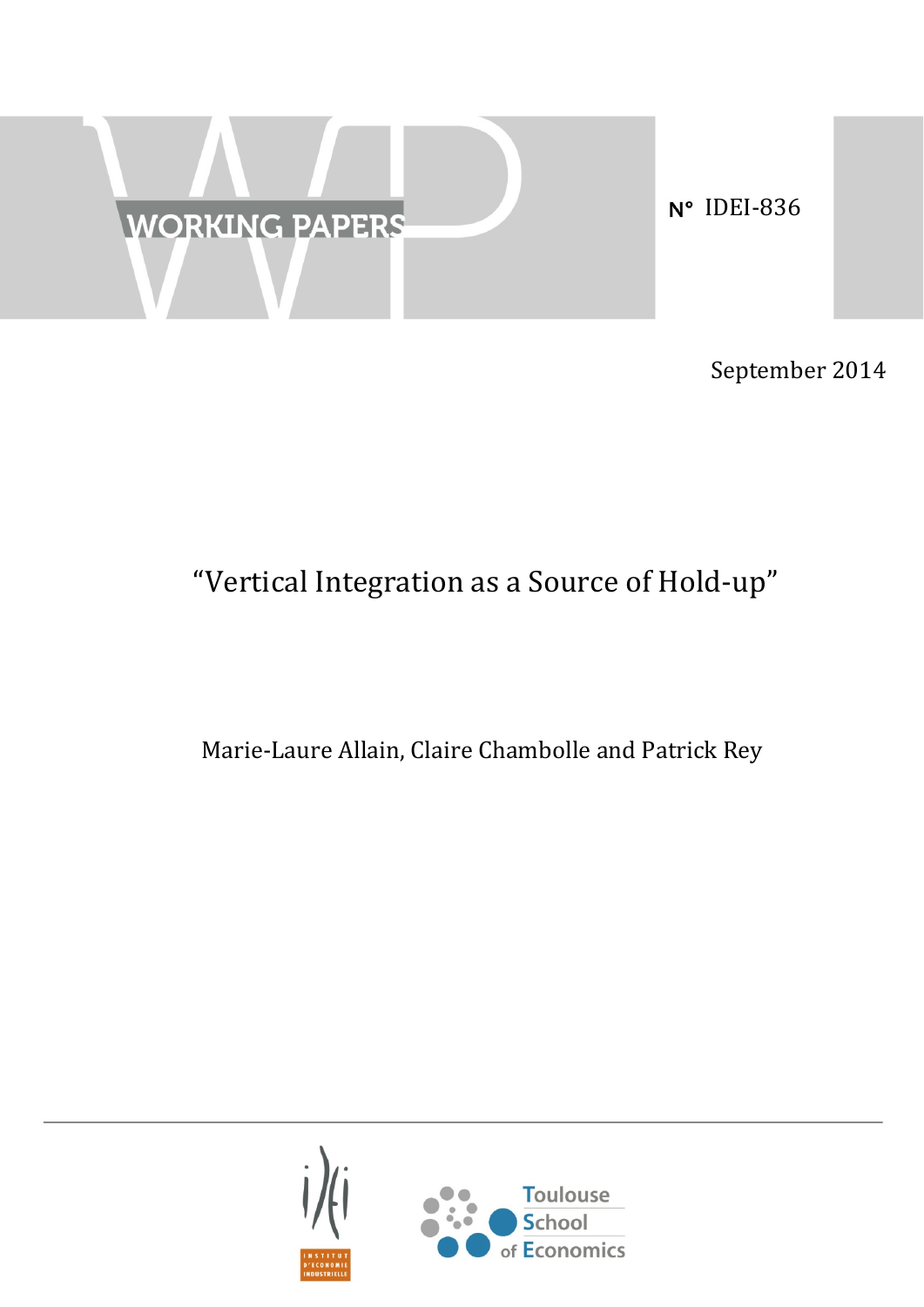WORKING PAPERS

N° IDEI-836

September 2014

# "Vertical Integration as a Source of Hold-up"

Marie-Laure Allain, Claire Chambolle and Patrick Rey

Institut d'Economie Industrielle

Toulouse School of Economics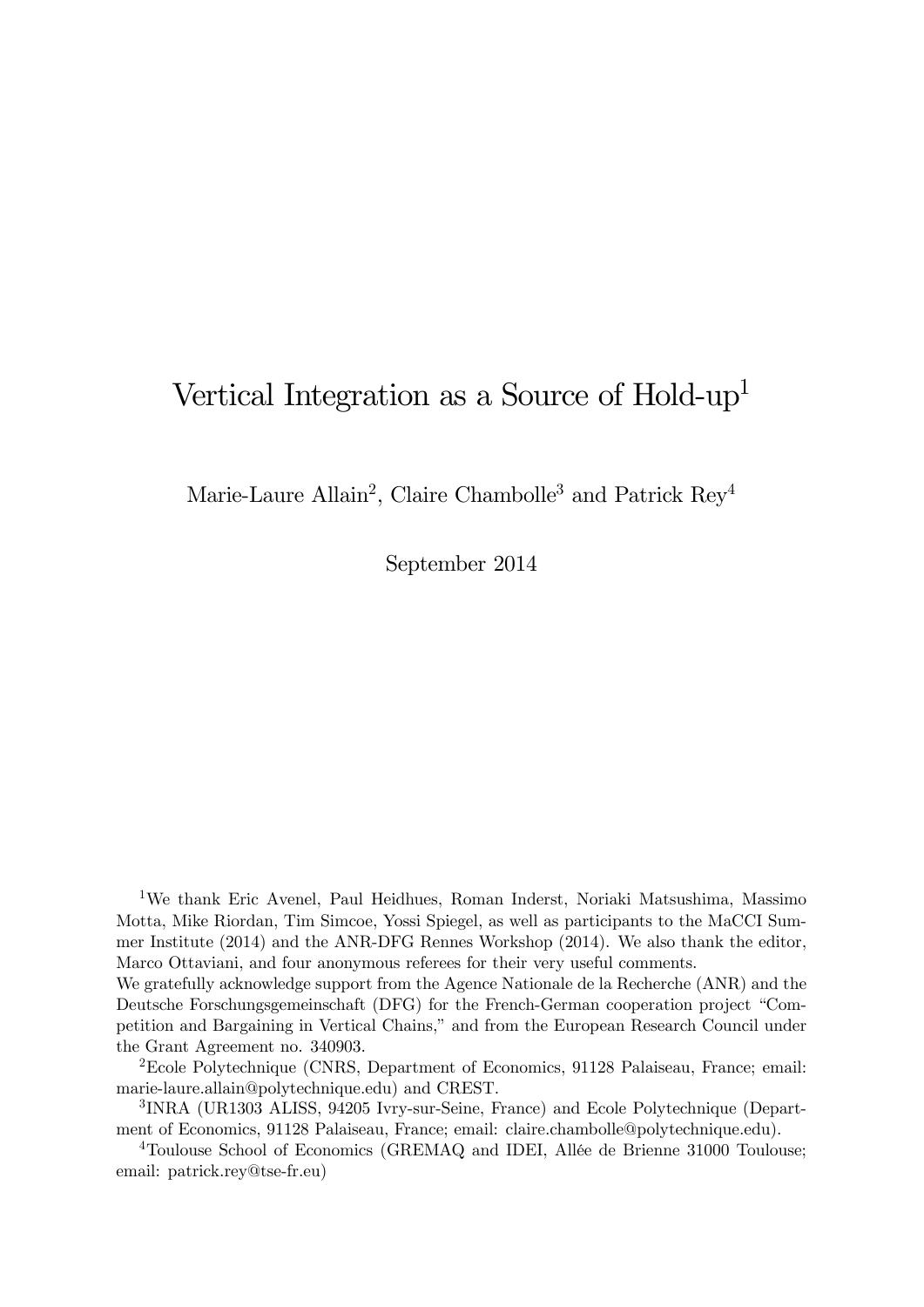# Vertical Integration as a Source of Hold-up[1]

Marie-Laure Allain[2], Claire Chambolle[3] and Patrick Rey[4]

September 2014

[1]We thank Eric Avenel, Paul Heidhues, Roman Inderst, Noriaki Matsushima, Massimo Motta, Mike Riordan, Tim Simcoe, Yossi Spiegel, as well as participants to the MaCCI Summer Institute (2014) and the ANR-DFG Rennes Workshop (2014). We also thank the editor, Marco Ottaviani, and four anonymous referees for their very useful comments.
We gratefully acknowledge support from the Agence Nationale de la Recherche (ANR) and the Deutsche Forschungsgemeinschaft (DFG) for the French-German cooperation project "Competition and Bargaining in Vertical Chains," and from the European Research Council under the Grant Agreement no. 340903.

[2]Ecole Polytechnique (CNRS, Department of Economics, 91128 Palaiseau, France; email: marie-laure.allain@polytechnique.edu) and CREST.

[3]INRA (UR1303 ALISS, 94205 Ivry-sur-Seine, France) and Ecole Polytechnique (Department of Economics, 91128 Palaiseau, France; email: claire.chambolle@polytechnique.edu).

[4]Toulouse School of Economics (GREMAQ and IDEI, Allée de Brienne 31000 Toulouse; email: patrick.rey@tse-fr.eu)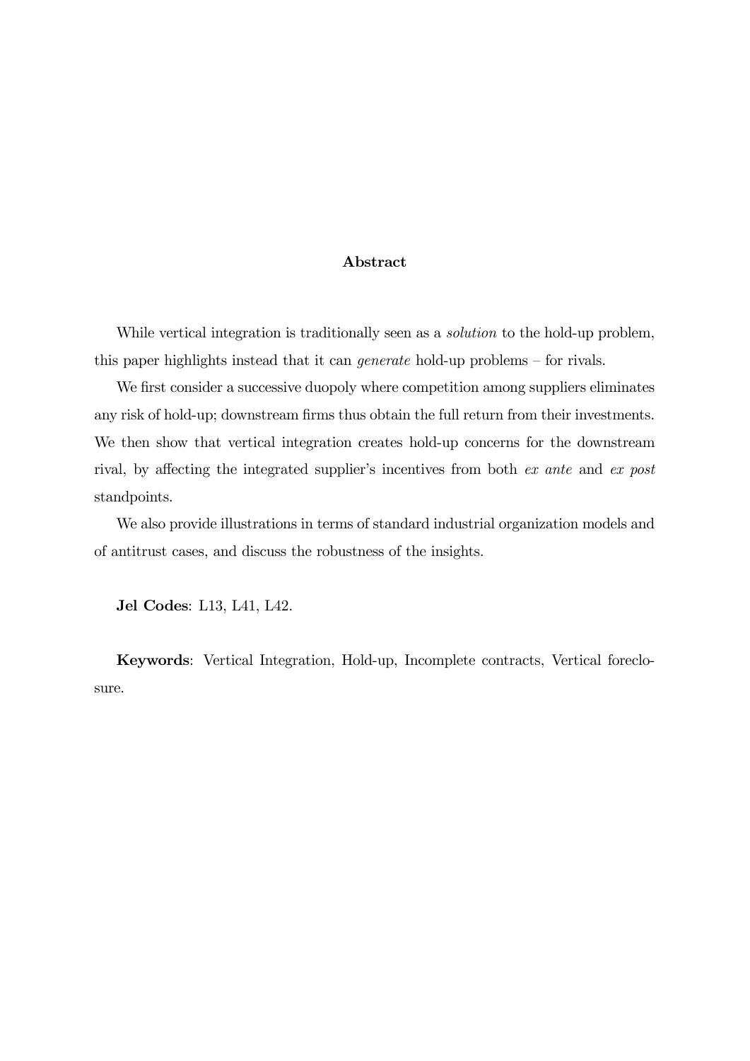## Abstract

While vertical integration is traditionally seen as a *solution* to the hold-up problem, this paper highlights instead that it can *generate* hold-up problems – for rivals.

We first consider a successive duopoly where competition among suppliers eliminates any risk of hold-up; downstream firms thus obtain the full return from their investments. We then show that vertical integration creates hold-up concerns for the downstream rival, by affecting the integrated supplier's incentives from both *ex ante* and *ex post* standpoints.

We also provide illustrations in terms of standard industrial organization models and of antitrust cases, and discuss the robustness of the insights.

**Jel Codes**: L13, L41, L42.

**Keywords**: Vertical Integration, Hold-up, Incomplete contracts, Vertical foreclosure.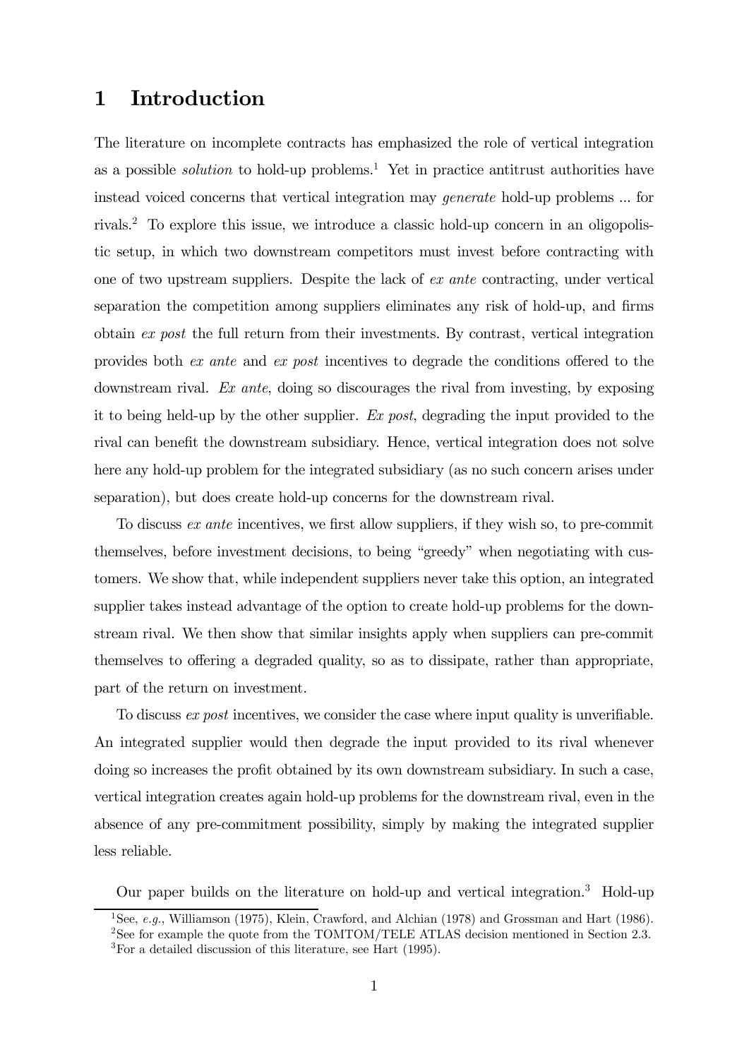# 1 Introduction

The literature on incomplete contracts has emphasized the role of vertical integration as a possible *solution* to hold-up problems.[1] Yet in practice antitrust authorities have instead voiced concerns that vertical integration may *generate* hold-up problems ... for rivals.[2] To explore this issue, we introduce a classic hold-up concern in an oligopolistic setup, in which two downstream competitors must invest before contracting with one of two upstream suppliers. Despite the lack of *ex ante* contracting, under vertical separation the competition among suppliers eliminates any risk of hold-up, and firms obtain *ex post* the full return from their investments. By contrast, vertical integration provides both *ex ante* and *ex post* incentives to degrade the conditions offered to the downstream rival. *Ex ante*, doing so discourages the rival from investing, by exposing it to being held-up by the other supplier. *Ex post*, degrading the input provided to the rival can benefit the downstream subsidiary. Hence, vertical integration does not solve here any hold-up problem for the integrated subsidiary (as no such concern arises under separation), but does create hold-up concerns for the downstream rival.

To discuss *ex ante* incentives, we first allow suppliers, if they wish so, to pre-commit themselves, before investment decisions, to being "greedy" when negotiating with customers. We show that, while independent suppliers never take this option, an integrated supplier takes instead advantage of the option to create hold-up problems for the downstream rival. We then show that similar insights apply when suppliers can pre-commit themselves to offering a degraded quality, so as to dissipate, rather than appropriate, part of the return on investment.

To discuss *ex post* incentives, we consider the case where input quality is unverifiable. An integrated supplier would then degrade the input provided to its rival whenever doing so increases the profit obtained by its own downstream subsidiary. In such a case, vertical integration creates again hold-up problems for the downstream rival, even in the absence of any pre-commitment possibility, simply by making the integrated supplier less reliable.

Our paper builds on the literature on hold-up and vertical integration.[3] Hold-up

---

[1] See, *e.g.*, Williamson (1975), Klein, Crawford, and Alchian (1978) and Grossman and Hart (1986).

[2] See for example the quote from the TOMTOM/TELE ATLAS decision mentioned in Section 2.3.

[3] For a detailed discussion of this literature, see Hart (1995).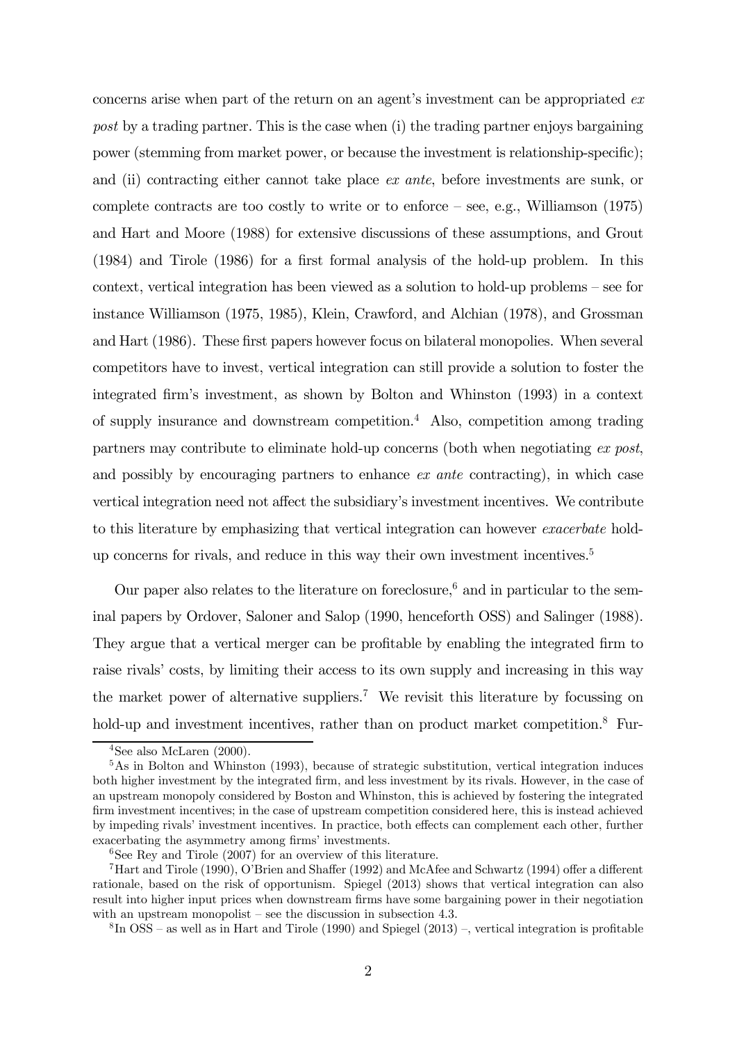concerns arise when part of the return on an agent's investment can be appropriated *ex post* by a trading partner. This is the case when (i) the trading partner enjoys bargaining power (stemming from market power, or because the investment is relationship-specific); and (ii) contracting either cannot take place *ex ante*, before investments are sunk, or complete contracts are too costly to write or to enforce – see, e.g., Williamson (1975) and Hart and Moore (1988) for extensive discussions of these assumptions, and Grout (1984) and Tirole (1986) for a first formal analysis of the hold-up problem. In this context, vertical integration has been viewed as a solution to hold-up problems – see for instance Williamson (1975, 1985), Klein, Crawford, and Alchian (1978), and Grossman and Hart (1986). These first papers however focus on bilateral monopolies. When several competitors have to invest, vertical integration can still provide a solution to foster the integrated firm's investment, as shown by Bolton and Whinston (1993) in a context of supply insurance and downstream competition.[4] Also, competition among trading partners may contribute to eliminate hold-up concerns (both when negotiating *ex post*, and possibly by encouraging partners to enhance *ex ante* contracting), in which case vertical integration need not affect the subsidiary's investment incentives. We contribute to this literature by emphasizing that vertical integration can however *exacerbate* hold-up concerns for rivals, and reduce in this way their own investment incentives.[5]

Our paper also relates to the literature on foreclosure,[6] and in particular to the seminal papers by Ordover, Saloner and Salop (1990, henceforth OSS) and Salinger (1988). They argue that a vertical merger can be profitable by enabling the integrated firm to raise rivals' costs, by limiting their access to its own supply and increasing in this way the market power of alternative suppliers.[7] We revisit this literature by focussing on hold-up and investment incentives, rather than on product market competition.[8] Fur-

[4] See also McLaren (2000).

[5] As in Bolton and Whinston (1993), because of strategic substitution, vertical integration induces both higher investment by the integrated firm, and less investment by its rivals. However, in the case of an upstream monopoly considered by Boston and Whinston, this is achieved by fostering the integrated firm investment incentives; in the case of upstream competition considered here, this is instead achieved by impeding rivals' investment incentives. In practice, both effects can complement each other, further exacerbating the asymmetry among firms' investments.

[6] See Rey and Tirole (2007) for an overview of this literature.

[7] Hart and Tirole (1990), O'Brien and Shaffer (1992) and McAfee and Schwartz (1994) offer a different rationale, based on the risk of opportunism. Spiegel (2013) shows that vertical integration can also result into higher input prices when downstream firms have some bargaining power in their negotiation with an upstream monopolist – see the discussion in subsection 4.3.

[8] In OSS – as well as in Hart and Tirole (1990) and Spiegel (2013) –, vertical integration is profitable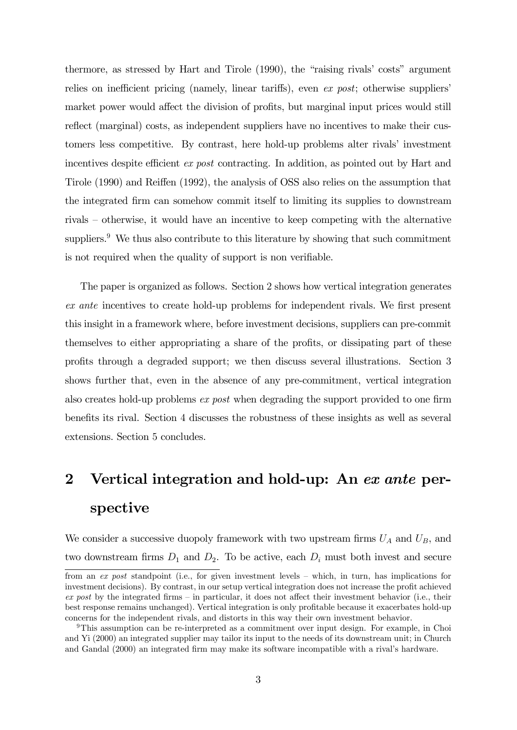thermore, as stressed by Hart and Tirole (1990), the "raising rivals' costs" argument relies on inefficient pricing (namely, linear tariffs), even *ex post*; otherwise suppliers' market power would affect the division of profits, but marginal input prices would still reflect (marginal) costs, as independent suppliers have no incentives to make their customers less competitive. By contrast, here hold-up problems alter rivals' investment incentives despite efficient *ex post* contracting. In addition, as pointed out by Hart and Tirole (1990) and Reiffen (1992), the analysis of OSS also relies on the assumption that the integrated firm can somehow commit itself to limiting its supplies to downstream rivals – otherwise, it would have an incentive to keep competing with the alternative suppliers.[9] We thus also contribute to this literature by showing that such commitment is not required when the quality of support is non verifiable.

The paper is organized as follows. Section 2 shows how vertical integration generates *ex ante* incentives to create hold-up problems for independent rivals. We first present this insight in a framework where, before investment decisions, suppliers can pre-commit themselves to either appropriating a share of the profits, or dissipating part of these profits through a degraded support; we then discuss several illustrations. Section 3 shows further that, even in the absence of any pre-commitment, vertical integration also creates hold-up problems *ex post* when degrading the support provided to one firm benefits its rival. Section 4 discusses the robustness of these insights as well as several extensions. Section 5 concludes.

# 2 Vertical integration and hold-up: An *ex ante* perspective

We consider a successive duopoly framework with two upstream firms $U_A$ and $U_B$, and two downstream firms $D_1$ and $D_2$. To be active, each $D_i$ must both invest and secure

from an *ex post* standpoint (i.e., for given investment levels – which, in turn, has implications for investment decisions). By contrast, in our setup vertical integration does not increase the profit achieved *ex post* by the integrated firms – in particular, it does not affect their investment behavior (i.e., their best response remains unchanged). Vertical integration is only profitable because it exacerbates hold-up concerns for the independent rivals, and distorts in this way their own investment behavior.

[9] This assumption can be re-interpreted as a commitment over input design. For example, in Choi and Yi (2000) an integrated supplier may tailor its input to the needs of its downstream unit; in Church and Gandal (2000) an integrated firm may make its software incompatible with a rival's hardware.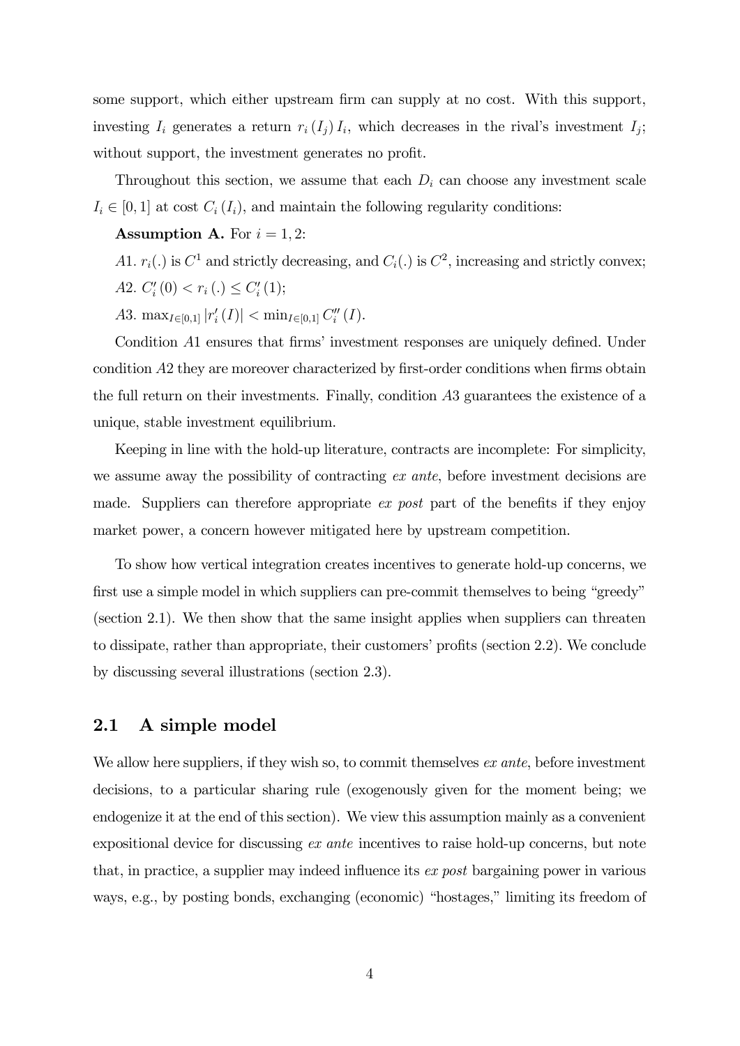some support, which either upstream firm can supply at no cost. With this support, investing $I_i$ generates a return $r_i(I_j) I_i$, which decreases in the rival's investment $I_j$; without support, the investment generates no profit.

Throughout this section, we assume that each $D_i$ can choose any investment scale $I_i \in [0,1]$ at cost $C_i(I_i)$, and maintain the following regularity conditions:

**Assumption A.** For $i = 1, 2$:

*A*1. $r_i(.)$ is $C^1$ and strictly decreasing, and $C_i(.)$ is $C^2$, increasing and strictly convex;

*A*2. $C_i'(0) < r_i(.) \leq C_i'(1)$;

*A*3. $\max_{I \in [0,1]} |r_i'(I)| < \min_{I \in [0,1]} C_i''(I)$.

Condition *A*1 ensures that firms' investment responses are uniquely defined. Under condition *A*2 they are moreover characterized by first-order conditions when firms obtain the full return on their investments. Finally, condition *A*3 guarantees the existence of a unique, stable investment equilibrium.

Keeping in line with the hold-up literature, contracts are incomplete: For simplicity, we assume away the possibility of contracting *ex ante*, before investment decisions are made. Suppliers can therefore appropriate *ex post* part of the benefits if they enjoy market power, a concern however mitigated here by upstream competition.

To show how vertical integration creates incentives to generate hold-up concerns, we first use a simple model in which suppliers can pre-commit themselves to being "greedy" (section 2.1). We then show that the same insight applies when suppliers can threaten to dissipate, rather than appropriate, their customers' profits (section 2.2). We conclude by discussing several illustrations (section 2.3).

## 2.1 A simple model

We allow here suppliers, if they wish so, to commit themselves *ex ante*, before investment decisions, to a particular sharing rule (exogenously given for the moment being; we endogenize it at the end of this section). We view this assumption mainly as a convenient expositional device for discussing *ex ante* incentives to raise hold-up concerns, but note that, in practice, a supplier may indeed influence its *ex post* bargaining power in various ways, e.g., by posting bonds, exchanging (economic) "hostages," limiting its freedom of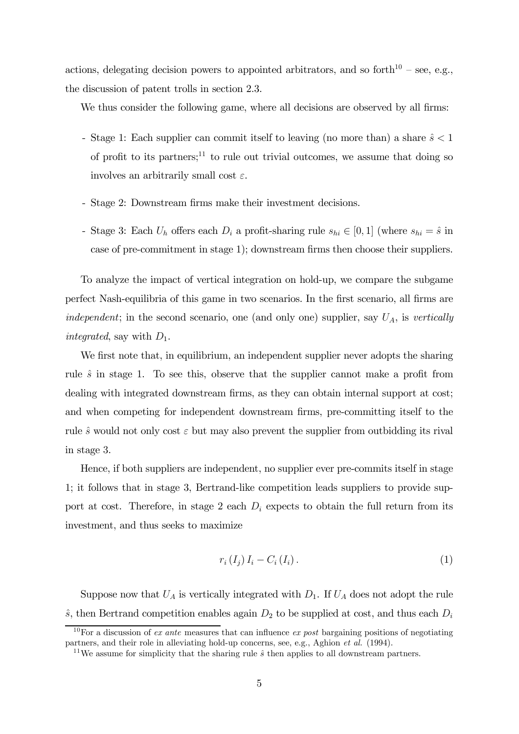actions, delegating decision powers to appointed arbitrators, and so forth[10] – see, e.g., the discussion of patent trolls in section 2.3.

We thus consider the following game, where all decisions are observed by all firms:

- Stage 1: Each supplier can commit itself to leaving (no more than) a share $\hat{s} < 1$ of profit to its partners;[11] to rule out trivial outcomes, we assume that doing so involves an arbitrarily small cost $\varepsilon$.
- Stage 2: Downstream firms make their investment decisions.
- Stage 3: Each $U_h$ offers each $D_i$ a profit-sharing rule $s_{hi} \in [0, 1]$ (where $s_{hi} = \hat{s}$ in case of pre-commitment in stage 1); downstream firms then choose their suppliers.

To analyze the impact of vertical integration on hold-up, we compare the subgame perfect Nash-equilibria of this game in two scenarios. In the first scenario, all firms are *independent*; in the second scenario, one (and only one) supplier, say $U_A$, is *vertically integrated*, say with $D_1$.

We first note that, in equilibrium, an independent supplier never adopts the sharing rule $\hat{s}$ in stage 1. To see this, observe that the supplier cannot make a profit from dealing with integrated downstream firms, as they can obtain internal support at cost; and when competing for independent downstream firms, pre-committing itself to the rule $\hat{s}$ would not only cost $\varepsilon$ but may also prevent the supplier from outbidding its rival in stage 3.

Hence, if both suppliers are independent, no supplier ever pre-commits itself in stage 1; it follows that in stage 3, Bertrand-like competition leads suppliers to provide support at cost. Therefore, in stage 2 each $D_i$ expects to obtain the full return from its investment, and thus seeks to maximize

$$r_i(I_j) I_i - C_i(I_i). \tag{1}$$

Suppose now that $U_A$ is vertically integrated with $D_1$. If $U_A$ does not adopt the rule $\hat{s}$, then Bertrand competition enables again $D_2$ to be supplied at cost, and thus each $D_i$

[10] For a discussion of *ex ante* measures that can influence *ex post* bargaining positions of negotiating partners, and their role in alleviating hold-up concerns, see, e.g., Aghion *et al.* (1994).

[11] We assume for simplicity that the sharing rule $\hat{s}$ then applies to all downstream partners.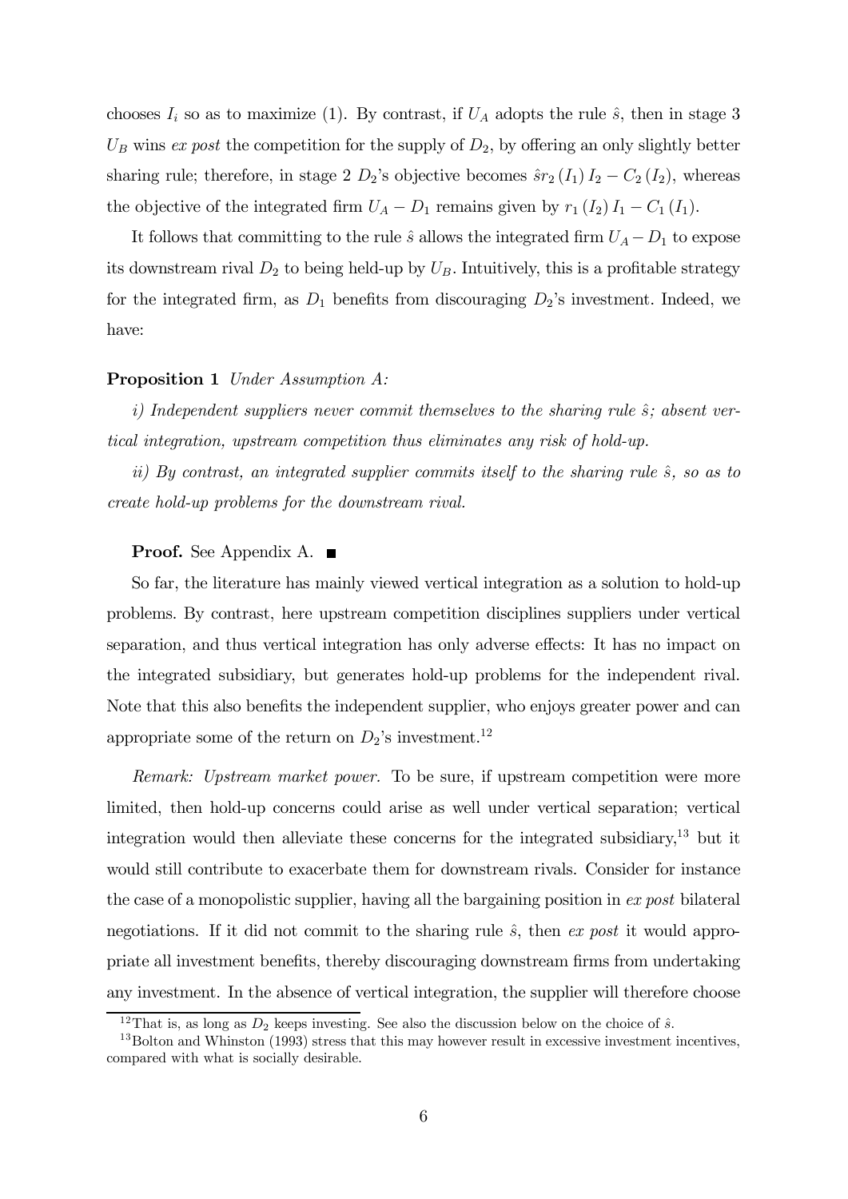chooses $I_i$ so as to maximize (1). By contrast, if $U_A$ adopts the rule $\hat{s}$, then in stage 3 $U_B$ wins *ex post* the competition for the supply of $D_2$, by offering an only slightly better sharing rule; therefore, in stage 2 $D_2$'s objective becomes $\hat{s}r_2(I_1)I_2 - C_2(I_2)$, whereas the objective of the integrated firm $U_A - D_1$ remains given by $r_1(I_2)I_1 - C_1(I_1)$.

It follows that committing to the rule $\hat{s}$ allows the integrated firm $U_A - D_1$ to expose its downstream rival $D_2$ to being held-up by $U_B$. Intuitively, this is a profitable strategy for the integrated firm, as $D_1$ benefits from discouraging $D_2$'s investment. Indeed, we have:

**Proposition 1** *Under Assumption A:*

*i) Independent suppliers never commit themselves to the sharing rule $\hat{s}$; absent vertical integration, upstream competition thus eliminates any risk of hold-up.*

*ii) By contrast, an integrated supplier commits itself to the sharing rule $\hat{s}$, so as to create hold-up problems for the downstream rival.*

**Proof.** See Appendix A. ■

So far, the literature has mainly viewed vertical integration as a solution to hold-up problems. By contrast, here upstream competition disciplines suppliers under vertical separation, and thus vertical integration has only adverse effects: It has no impact on the integrated subsidiary, but generates hold-up problems for the independent rival. Note that this also benefits the independent supplier, who enjoys greater power and can appropriate some of the return on $D_2$'s investment.[12]

*Remark: Upstream market power.* To be sure, if upstream competition were more limited, then hold-up concerns could arise as well under vertical separation; vertical integration would then alleviate these concerns for the integrated subsidiary,[13] but it would still contribute to exacerbate them for downstream rivals. Consider for instance the case of a monopolistic supplier, having all the bargaining position in *ex post* bilateral negotiations. If it did not commit to the sharing rule $\hat{s}$, then *ex post* it would appropriate all investment benefits, thereby discouraging downstream firms from undertaking any investment. In the absence of vertical integration, the supplier will therefore choose

[12] That is, as long as $D_2$ keeps investing. See also the discussion below on the choice of $\hat{s}$.

[13] Bolton and Whinston (1993) stress that this may however result in excessive investment incentives, compared with what is socially desirable.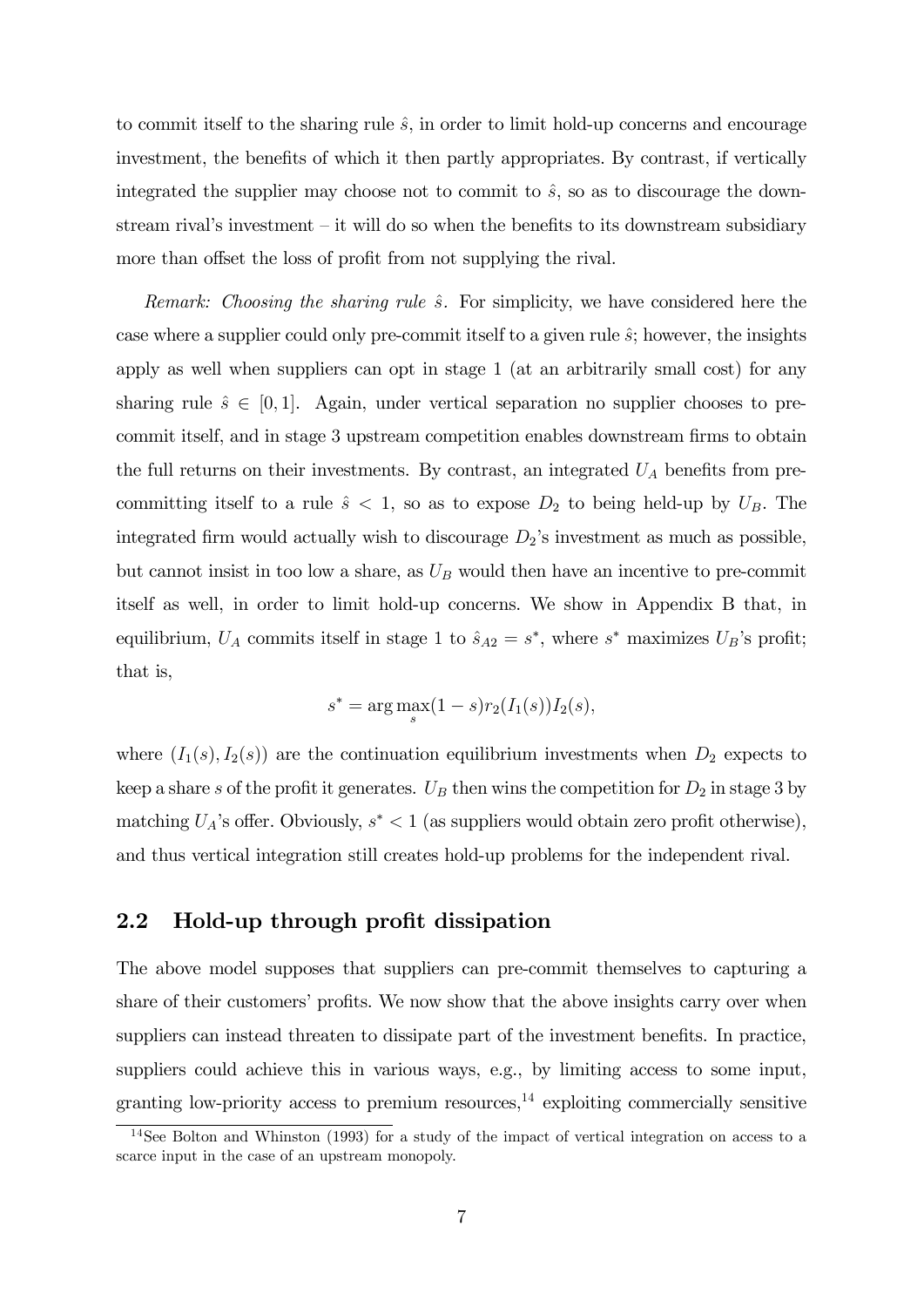to commit itself to the sharing rule $\hat{s}$, in order to limit hold-up concerns and encourage investment, the benefits of which it then partly appropriates. By contrast, if vertically integrated the supplier may choose not to commit to $\hat{s}$, so as to discourage the downstream rival's investment – it will do so when the benefits to its downstream subsidiary more than offset the loss of profit from not supplying the rival.

*Remark: Choosing the sharing rule $\hat{s}$.* For simplicity, we have considered here the case where a supplier could only pre-commit itself to a given rule $\hat{s}$; however, the insights apply as well when suppliers can opt in stage 1 (at an arbitrarily small cost) for any sharing rule $\hat{s} \in [0, 1]$. Again, under vertical separation no supplier chooses to pre-commit itself, and in stage 3 upstream competition enables downstream firms to obtain the full returns on their investments. By contrast, an integrated $U_A$ benefits from pre-committing itself to a rule $\hat{s} < 1$, so as to expose $D_2$ to being held-up by $U_B$. The integrated firm would actually wish to discourage $D_2$'s investment as much as possible, but cannot insist in too low a share, as $U_B$ would then have an incentive to pre-commit itself as well, in order to limit hold-up concerns. We show in Appendix B that, in equilibrium, $U_A$ commits itself in stage 1 to $\hat{s}_{A2} = s^*$, where $s^*$ maximizes $U_B$'s profit; that is,

$$s^* = \arg\max_s (1-s) r_2(I_1(s)) I_2(s),$$

where $(I_1(s), I_2(s))$ are the continuation equilibrium investments when $D_2$ expects to keep a share $s$ of the profit it generates. $U_B$ then wins the competition for $D_2$ in stage 3 by matching $U_A$'s offer. Obviously, $s^* < 1$ (as suppliers would obtain zero profit otherwise), and thus vertical integration still creates hold-up problems for the independent rival.

## 2.2 Hold-up through profit dissipation

The above model supposes that suppliers can pre-commit themselves to capturing a share of their customers' profits. We now show that the above insights carry over when suppliers can instead threaten to dissipate part of the investment benefits. In practice, suppliers could achieve this in various ways, e.g., by limiting access to some input, granting low-priority access to premium resources,[14] exploiting commercially sensitive

[14] See Bolton and Whinston (1993) for a study of the impact of vertical integration on access to a scarce input in the case of an upstream monopoly.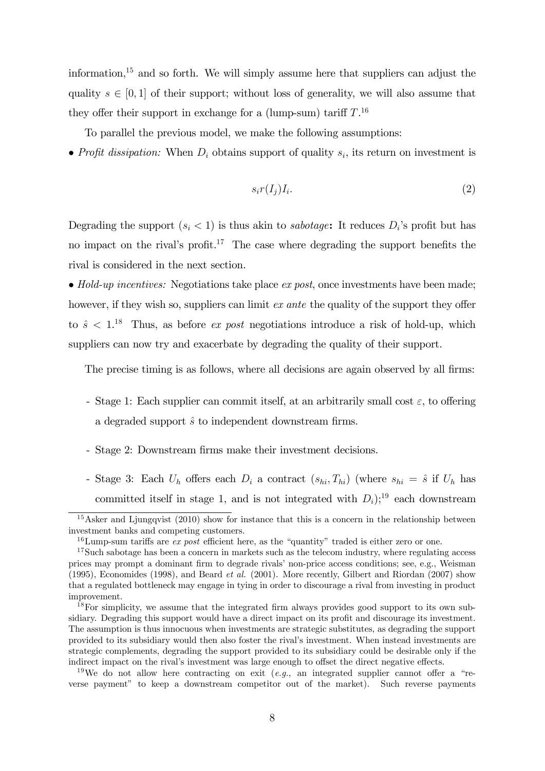information,[15] and so forth. We will simply assume here that suppliers can adjust the quality $s \in [0,1]$ of their support; without loss of generality, we will also assume that they offer their support in exchange for a (lump-sum) tariff $T$.[16]

To parallel the previous model, we make the following assumptions:

- *Profit dissipation:* When $D_i$ obtains support of quality $s_i$, its return on investment is

$$s_i r(I_j) I_i. \tag{2}$$

Degrading the support ($s_i < 1$) is thus akin to *sabotage*: It reduces $D_i$'s profit but has no impact on the rival's profit.[17] The case where degrading the support benefits the rival is considered in the next section.

- *Hold-up incentives:* Negotiations take place *ex post*, once investments have been made; however, if they wish so, suppliers can limit *ex ante* the quality of the support they offer to $\hat{s} < 1$.[18] Thus, as before *ex post* negotiations introduce a risk of hold-up, which suppliers can now try and exacerbate by degrading the quality of their support.

The precise timing is as follows, where all decisions are again observed by all firms:

- Stage 1: Each supplier can commit itself, at an arbitrarily small cost $\varepsilon$, to offering a degraded support $\hat{s}$ to independent downstream firms.
- Stage 2: Downstream firms make their investment decisions.
- Stage 3: Each $U_h$ offers each $D_i$ a contract $(s_{hi}, T_{hi})$ (where $s_{hi} = \hat{s}$ if $U_h$ has committed itself in stage 1, and is not integrated with $D_i$);[19] each downstream

[15] Asker and Ljungqvist (2010) show for instance that this is a concern in the relationship between investment banks and competing customers.

[16] Lump-sum tariffs are *ex post* efficient here, as the "quantity" traded is either zero or one.

[17] Such sabotage has been a concern in markets such as the telecom industry, where regulating access prices may prompt a dominant firm to degrade rivals' non-price access conditions; see, e.g., Weisman (1995), Economides (1998), and Beard *et al.* (2001). More recently, Gilbert and Riordan (2007) show that a regulated bottleneck may engage in tying in order to discourage a rival from investing in product improvement.

[18] For simplicity, we assume that the integrated firm always provides good support to its own subsidiary. Degrading this support would have a direct impact on its profit and discourage its investment. The assumption is thus innocuous when investments are strategic substitutes, as degrading the support provided to its subsidiary would then also foster the rival's investment. When instead investments are strategic complements, degrading the support provided to its subsidiary could be desirable only if the indirect impact on the rival's investment was large enough to offset the direct negative effects.

[19] We do not allow here contracting on exit (*e.g.*, an integrated supplier cannot offer a "reverse payment" to keep a downstream competitor out of the market). Such reverse payments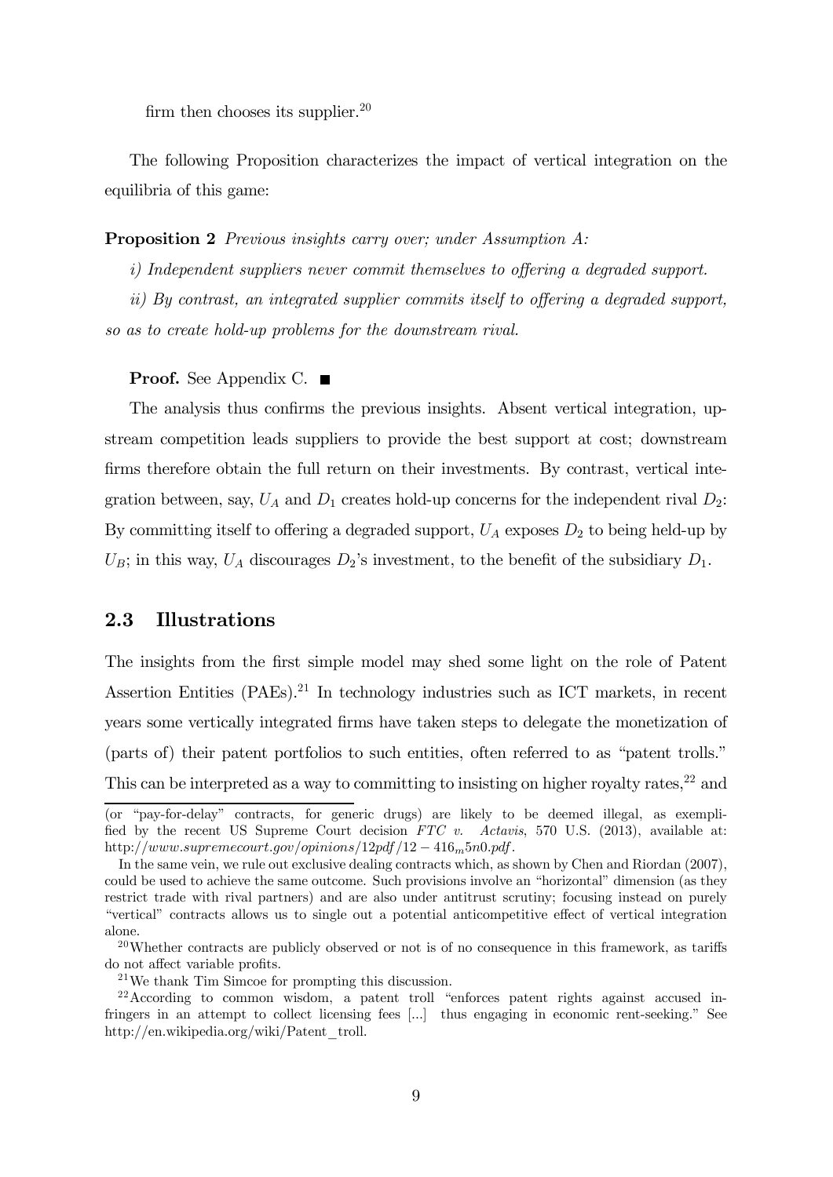firm then chooses its supplier.[20]

The following Proposition characterizes the impact of vertical integration on the equilibria of this game:

**Proposition 2** *Previous insights carry over; under Assumption A:*

*i) Independent suppliers never commit themselves to offering a degraded support.*

*ii) By contrast, an integrated supplier commits itself to offering a degraded support, so as to create hold-up problems for the downstream rival.*

**Proof.** See Appendix C. ■

The analysis thus confirms the previous insights. Absent vertical integration, upstream competition leads suppliers to provide the best support at cost; downstream firms therefore obtain the full return on their investments. By contrast, vertical integration between, say, $U_A$ and $D_1$ creates hold-up concerns for the independent rival $D_2$: By committing itself to offering a degraded support, $U_A$ exposes $D_2$ to being held-up by $U_B$; in this way, $U_A$ discourages $D_2$'s investment, to the benefit of the subsidiary $D_1$.

## 2.3 Illustrations

The insights from the first simple model may shed some light on the role of Patent Assertion Entities (PAEs).[21] In technology industries such as ICT markets, in recent years some vertically integrated firms have taken steps to delegate the monetization of (parts of) their patent portfolios to such entities, often referred to as "patent trolls." This can be interpreted as a way to committing to insisting on higher royalty rates,[22] and

---

(or "pay-for-delay" contracts, for generic drugs) are likely to be deemed illegal, as exemplified by the recent US Supreme Court decision *FTC v. Actavis*, 570 U.S. (2013), available at: *http://www.supremecourt.gov/opinions/12pdf/12 − 416$_m$5n0.pdf*.

In the same vein, we rule out exclusive dealing contracts which, as shown by Chen and Riordan (2007), could be used to achieve the same outcome. Such provisions involve an "horizontal" dimension (as they restrict trade with rival partners) and are also under antitrust scrutiny; focusing instead on purely "vertical" contracts allows us to single out a potential anticompetitive effect of vertical integration alone.

[20] Whether contracts are publicly observed or not is of no consequence in this framework, as tariffs do not affect variable profits.

[21] We thank Tim Simcoe for prompting this discussion.

[22] According to common wisdom, a patent troll "enforces patent rights against accused infringers in an attempt to collect licensing fees [...] thus engaging in economic rent-seeking." See http://en.wikipedia.org/wiki/Patent_troll.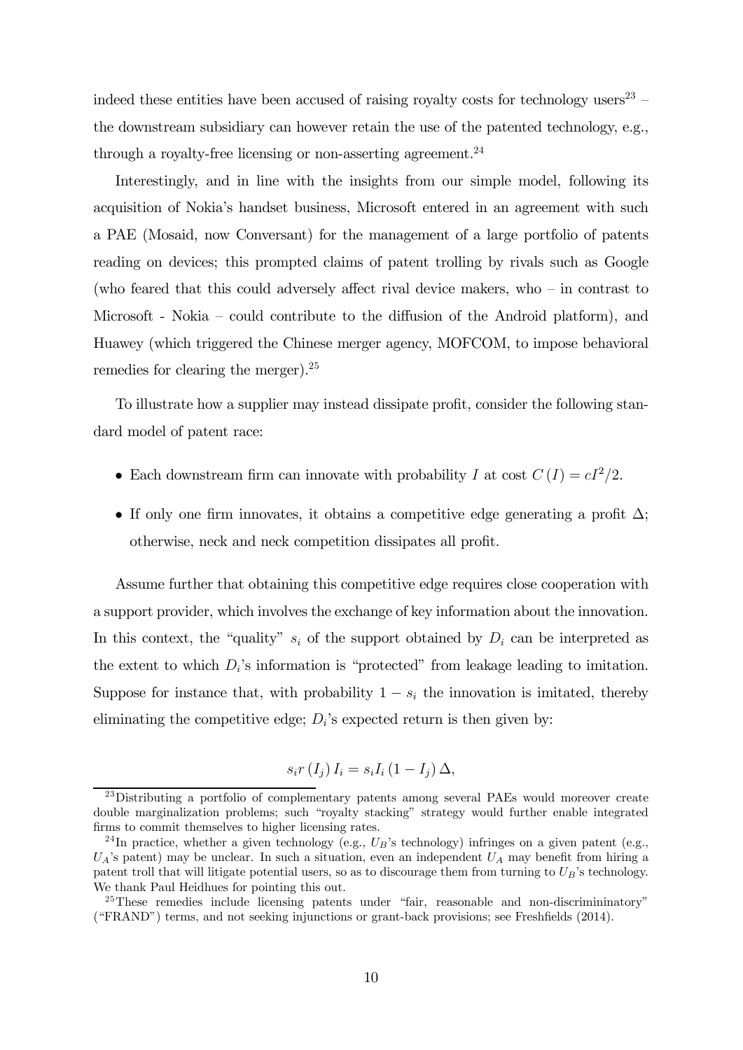indeed these entities have been accused of raising royalty costs for technology users[23] – the downstream subsidiary can however retain the use of the patented technology, e.g., through a royalty-free licensing or non-asserting agreement.[24]

Interestingly, and in line with the insights from our simple model, following its acquisition of Nokia's handset business, Microsoft entered in an agreement with such a PAE (Mosaid, now Conversant) for the management of a large portfolio of patents reading on devices; this prompted claims of patent trolling by rivals such as Google (who feared that this could adversely affect rival device makers, who – in contrast to Microsoft - Nokia – could contribute to the diffusion of the Android platform), and Huawey (which triggered the Chinese merger agency, MOFCOM, to impose behavioral remedies for clearing the merger).[25]

To illustrate how a supplier may instead dissipate profit, consider the following standard model of patent race:

- Each downstream firm can innovate with probability $I$ at cost $C(I) = cI^2/2$.
- If only one firm innovates, it obtains a competitive edge generating a profit $\Delta$; otherwise, neck and neck competition dissipates all profit.

Assume further that obtaining this competitive edge requires close cooperation with a support provider, which involves the exchange of key information about the innovation. In this context, the "quality" $s_i$ of the support obtained by $D_i$ can be interpreted as the extent to which $D_i$'s information is "protected" from leakage leading to imitation. Suppose for instance that, with probability $1 - s_i$ the innovation is imitated, thereby eliminating the competitive edge; $D_i$'s expected return is then given by:

$$s_i r(I_j) I_i = s_i I_i (1 - I_j) \Delta,$$

[23] Distributing a portfolio of complementary patents among several PAEs would moreover create double marginalization problems; such "royalty stacking" strategy would further enable integrated firms to commit themselves to higher licensing rates.

[24] In practice, whether a given technology (e.g., $U_B$'s technology) infringes on a given patent (e.g., $U_A$'s patent) may be unclear. In such a situation, even an independent $U_A$ may benefit from hiring a patent troll that will litigate potential users, so as to discourage them from turning to $U_B$'s technology. We thank Paul Heidhues for pointing this out.

[25] These remedies include licensing patents under "fair, reasonable and non-discrimininatory" ("FRAND") terms, and not seeking injunctions or grant-back provisions; see Freshfields (2014).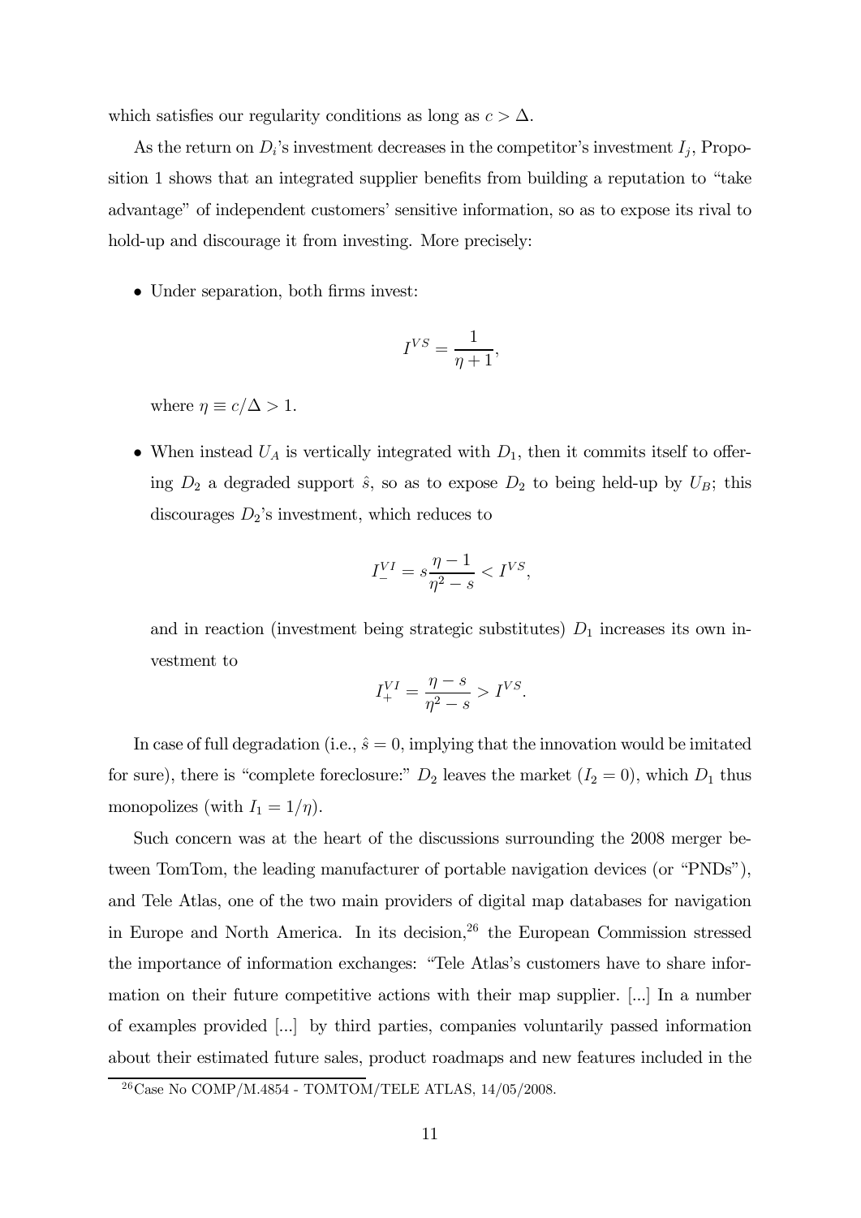which satisfies our regularity conditions as long as $c > \Delta$.

As the return on $D_i$'s investment decreases in the competitor's investment $I_j$, Proposition 1 shows that an integrated supplier benefits from building a reputation to "take advantage" of independent customers' sensitive information, so as to expose its rival to hold-up and discourage it from investing. More precisely:

- Under separation, both firms invest:

$$I^{VS} = \frac{1}{\eta + 1},$$

where $\eta \equiv c/\Delta > 1$.

- When instead $U_A$ is vertically integrated with $D_1$, then it commits itself to offering $D_2$ a degraded support $\hat{s}$, so as to expose $D_2$ to being held-up by $U_B$; this discourages $D_2$'s investment, which reduces to

$$I_{-}^{VI} = s\frac{\eta - 1}{\eta^2 - s} < I^{VS},$$

and in reaction (investment being strategic substitutes) $D_1$ increases its own investment to

$$I_{+}^{VI} = \frac{\eta - s}{\eta^2 - s} > I^{VS}.$$

In case of full degradation (i.e., $\hat{s} = 0$, implying that the innovation would be imitated for sure), there is "complete foreclosure:" $D_2$ leaves the market ($I_2 = 0$), which $D_1$ thus monopolizes (with $I_1 = 1/\eta$).

Such concern was at the heart of the discussions surrounding the 2008 merger between TomTom, the leading manufacturer of portable navigation devices (or "PNDs"), and Tele Atlas, one of the two main providers of digital map databases for navigation in Europe and North America. In its decision,[26] the European Commission stressed the importance of information exchanges: "Tele Atlas's customers have to share information on their future competitive actions with their map supplier. [...] In a number of examples provided [...] by third parties, companies voluntarily passed information about their estimated future sales, product roadmaps and new features included in the

[26] Case No COMP/M.4854 - TOMTOM/TELE ATLAS, 14/05/2008.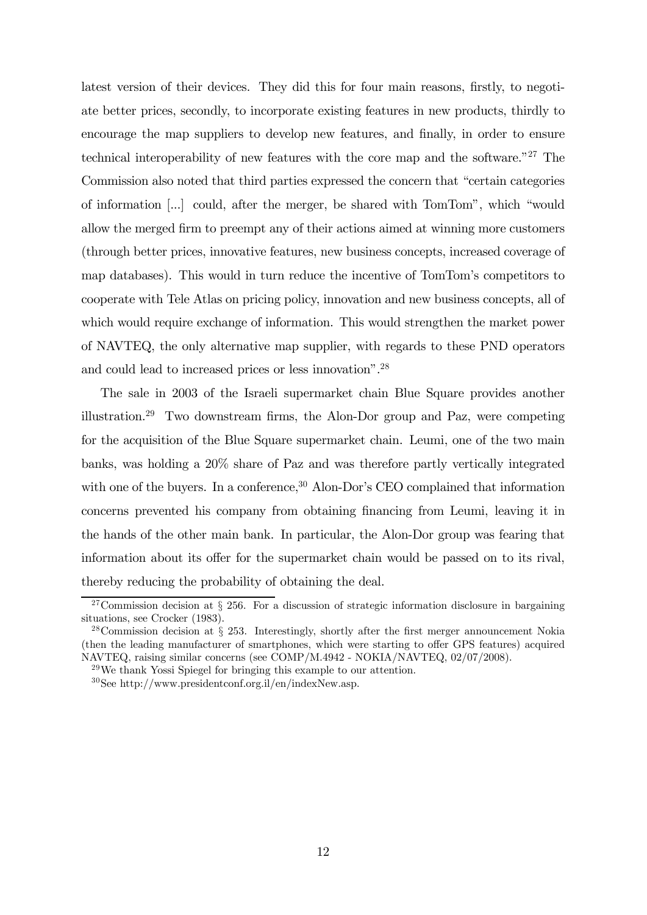latest version of their devices. They did this for four main reasons, firstly, to negotiate better prices, secondly, to incorporate existing features in new products, thirdly to encourage the map suppliers to develop new features, and finally, in order to ensure technical interoperability of new features with the core map and the software."[27] The Commission also noted that third parties expressed the concern that "certain categories of information [...] could, after the merger, be shared with TomTom", which "would allow the merged firm to preempt any of their actions aimed at winning more customers (through better prices, innovative features, new business concepts, increased coverage of map databases). This would in turn reduce the incentive of TomTom's competitors to cooperate with Tele Atlas on pricing policy, innovation and new business concepts, all of which would require exchange of information. This would strengthen the market power of NAVTEQ, the only alternative map supplier, with regards to these PND operators and could lead to increased prices or less innovation".[28]

The sale in 2003 of the Israeli supermarket chain Blue Square provides another illustration.[29] Two downstream firms, the Alon-Dor group and Paz, were competing for the acquisition of the Blue Square supermarket chain. Leumi, one of the two main banks, was holding a 20% share of Paz and was therefore partly vertically integrated with one of the buyers. In a conference,[30] Alon-Dor's CEO complained that information concerns prevented his company from obtaining financing from Leumi, leaving it in the hands of the other main bank. In particular, the Alon-Dor group was fearing that information about its offer for the supermarket chain would be passed on to its rival, thereby reducing the probability of obtaining the deal.

---

[27] Commission decision at § 256. For a discussion of strategic information disclosure in bargaining situations, see Crocker (1983).

[28] Commission decision at § 253. Interestingly, shortly after the first merger announcement Nokia (then the leading manufacturer of smartphones, which were starting to offer GPS features) acquired NAVTEQ, raising similar concerns (see COMP/M.4942 - NOKIA/NAVTEQ, 02/07/2008).

[29] We thank Yossi Spiegel for bringing this example to our attention.

[30] See http://www.presidentconf.org.il/en/indexNew.asp.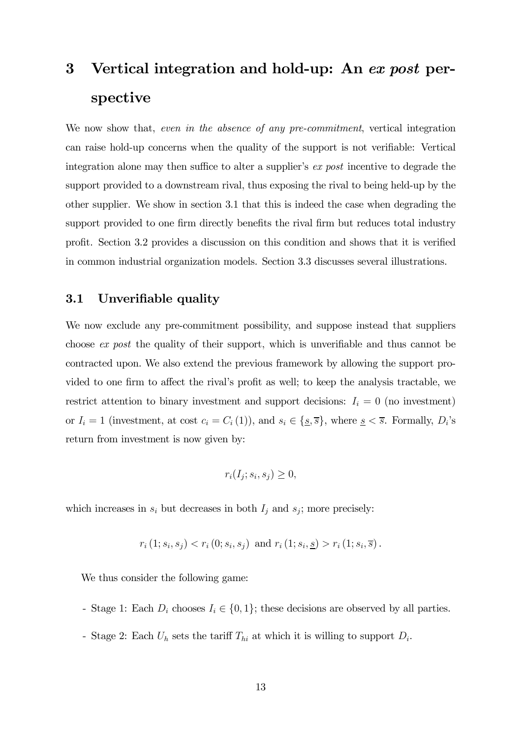# 3 Vertical integration and hold-up: An *ex post* perspective

We now show that, *even in the absence of any pre-commitment*, vertical integration can raise hold-up concerns when the quality of the support is not verifiable: Vertical integration alone may then suffice to alter a supplier's *ex post* incentive to degrade the support provided to a downstream rival, thus exposing the rival to being held-up by the other supplier. We show in section 3.1 that this is indeed the case when degrading the support provided to one firm directly benefits the rival firm but reduces total industry profit. Section 3.2 provides a discussion on this condition and shows that it is verified in common industrial organization models. Section 3.3 discusses several illustrations.

## 3.1 Unverifiable quality

We now exclude any pre-commitment possibility, and suppose instead that suppliers choose *ex post* the quality of their support, which is unverifiable and thus cannot be contracted upon. We also extend the previous framework by allowing the support provided to one firm to affect the rival's profit as well; to keep the analysis tractable, we restrict attention to binary investment and support decisions: $I_i = 0$ (no investment) or $I_i = 1$ (investment, at cost $c_i = C_i(1)$), and $s_i \in \{\underline{s}, \overline{s}\}$, where $\underline{s} < \overline{s}$. Formally, $D_i$'s return from investment is now given by:

$$r_i(I_j; s_i, s_j) \geq 0,$$

which increases in $s_i$ but decreases in both $I_j$ and $s_j$; more precisely:

$$r_i(1; s_i, s_j) < r_i(0; s_i, s_j) \text{ and } r_i(1; s_i, \underline{s}) > r_i(1; s_i, \overline{s}).$$

We thus consider the following game:

- Stage 1: Each $D_i$ chooses $I_i \in \{0, 1\}$; these decisions are observed by all parties.

- Stage 2: Each $U_h$ sets the tariff $T_{hi}$ at which it is willing to support $D_i$.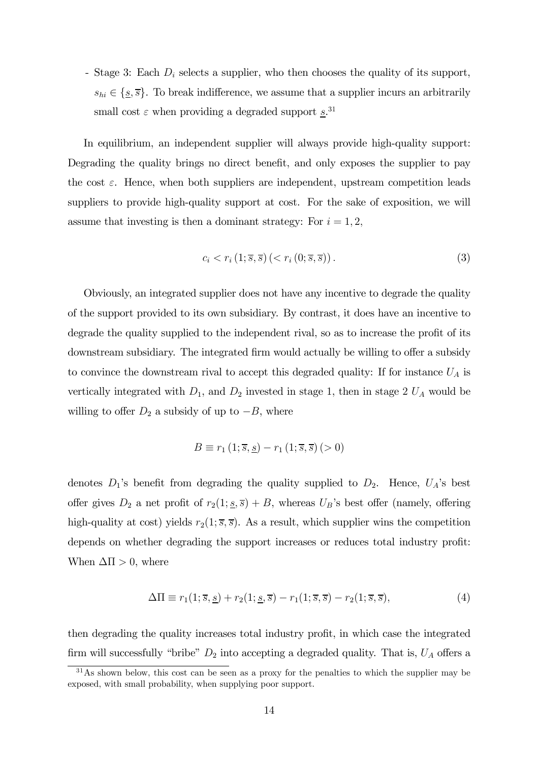- Stage 3: Each $D_i$ selects a supplier, who then chooses the quality of its support, $s_{hi} \in \{\underline{s}, \overline{s}\}$. To break indifference, we assume that a supplier incurs an arbitrarily small cost $\varepsilon$ when providing a degraded support $\underline{s}$.[31]

In equilibrium, an independent supplier will always provide high-quality support: Degrading the quality brings no direct benefit, and only exposes the supplier to pay the cost $\varepsilon$. Hence, when both suppliers are independent, upstream competition leads suppliers to provide high-quality support at cost. For the sake of exposition, we will assume that investing is then a dominant strategy: For $i = 1, 2$,

$$c_i < r_i\left(1; \overline{s}, \overline{s}\right) \left(< r_i\left(0; \overline{s}, \overline{s}\right)\right). \tag{3}$$

Obviously, an integrated supplier does not have any incentive to degrade the quality of the support provided to its own subsidiary. By contrast, it does have an incentive to degrade the quality supplied to the independent rival, so as to increase the profit of its downstream subsidiary. The integrated firm would actually be willing to offer a subsidy to convince the downstream rival to accept this degraded quality: If for instance $U_A$ is vertically integrated with $D_1$, and $D_2$ invested in stage 1, then in stage 2 $U_A$ would be willing to offer $D_2$ a subsidy of up to $-B$, where

$$B \equiv r_1\left(1; \overline{s}, \underline{s}\right) - r_1\left(1; \overline{s}, \overline{s}\right) (> 0)$$

denotes $D_1$'s benefit from degrading the quality supplied to $D_2$. Hence, $U_A$'s best offer gives $D_2$ a net profit of $r_2(1; \underline{s}, \overline{s}) + B$, whereas $U_B$'s best offer (namely, offering high-quality at cost) yields $r_2(1; \overline{s}, \overline{s})$. As a result, which supplier wins the competition depends on whether degrading the support increases or reduces total industry profit: When $\Delta\Pi > 0$, where

$$\Delta\Pi \equiv r_1(1; \overline{s}, \underline{s}) + r_2(1; \underline{s}, \overline{s}) - r_1(1; \overline{s}, \overline{s}) - r_2(1; \overline{s}, \overline{s}), \tag{4}$$

then degrading the quality increases total industry profit, in which case the integrated firm will successfully "bribe" $D_2$ into accepting a degraded quality. That is, $U_A$ offers a

[31] As shown below, this cost can be seen as a proxy for the penalties to which the supplier may be exposed, with small probability, when supplying poor support.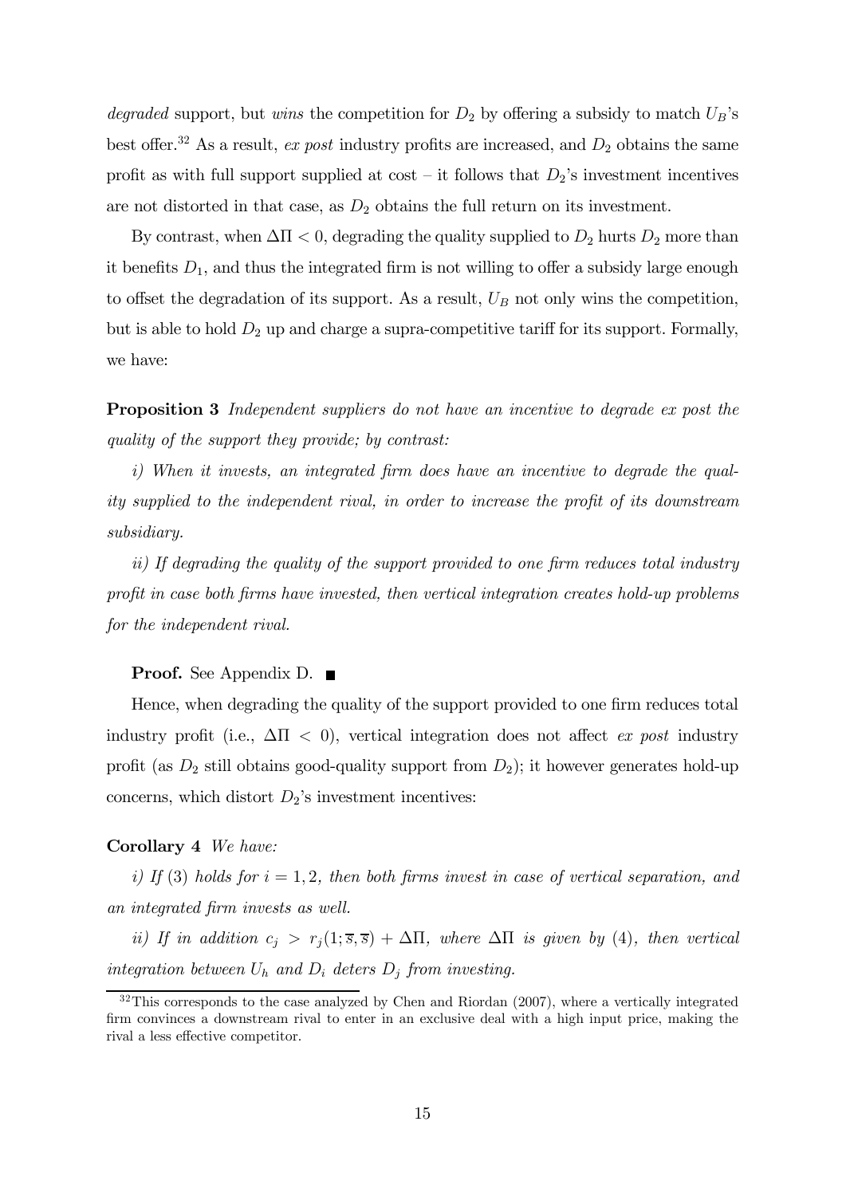*degraded* support, but *wins* the competition for $D_2$ by offering a subsidy to match $U_B$'s best offer.[32] As a result, *ex post* industry profits are increased, and $D_2$ obtains the same profit as with full support supplied at cost – it follows that $D_2$'s investment incentives are not distorted in that case, as $D_2$ obtains the full return on its investment.

By contrast, when $\Delta\Pi < 0$, degrading the quality supplied to $D_2$ hurts $D_2$ more than it benefits $D_1$, and thus the integrated firm is not willing to offer a subsidy large enough to offset the degradation of its support. As a result, $U_B$ not only wins the competition, but is able to hold $D_2$ up and charge a supra-competitive tariff for its support. Formally, we have:

**Proposition 3** *Independent suppliers do not have an incentive to degrade ex post the quality of the support they provide; by contrast:*

*i) When it invests, an integrated firm does have an incentive to degrade the quality supplied to the independent rival, in order to increase the profit of its downstream subsidiary.*

*ii) If degrading the quality of the support provided to one firm reduces total industry profit in case both firms have invested, then vertical integration creates hold-up problems for the independent rival.*

**Proof.** See Appendix D. ■

Hence, when degrading the quality of the support provided to one firm reduces total industry profit (i.e., $\Delta\Pi < 0$), vertical integration does not affect *ex post* industry profit (as $D_2$ still obtains good-quality support from $D_2$); it however generates hold-up concerns, which distort $D_2$'s investment incentives:

**Corollary 4** *We have:*

*i) If* (3) *holds for* $i = 1, 2$*, then both firms invest in case of vertical separation, and an integrated firm invests as well.*

*ii) If in addition* $c_j > r_j(1; \overline{s}, \overline{s}) + \Delta\Pi$*, where* $\Delta\Pi$ *is given by* (4)*, then vertical integration between* $U_h$ *and* $D_i$ *deters* $D_j$ *from investing.*

---

[32] This corresponds to the case analyzed by Chen and Riordan (2007), where a vertically integrated firm convinces a downstream rival to enter in an exclusive deal with a high input price, making the rival a less effective competitor.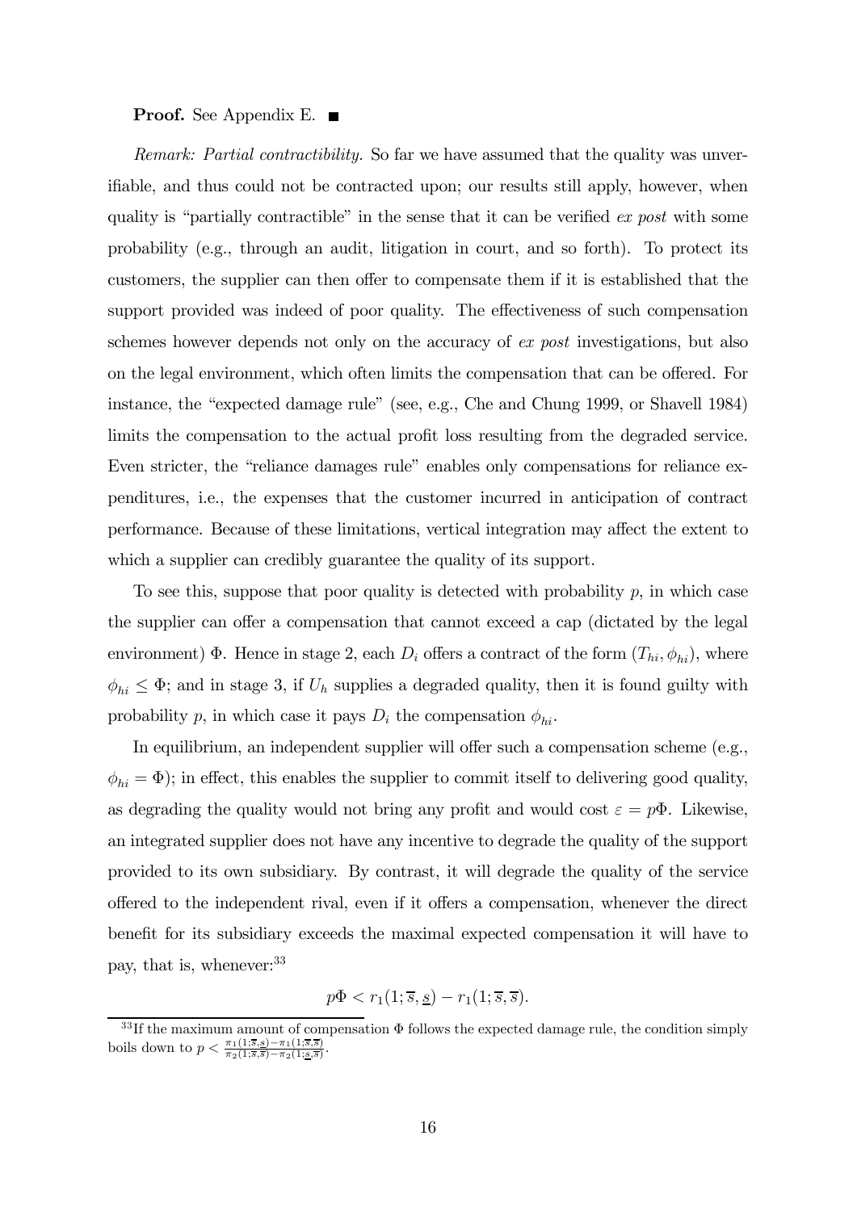**Proof.** See Appendix E. ■

*Remark: Partial contractibility.* So far we have assumed that the quality was unverifiable, and thus could not be contracted upon; our results still apply, however, when quality is "partially contractible" in the sense that it can be verified *ex post* with some probability (e.g., through an audit, litigation in court, and so forth). To protect its customers, the supplier can then offer to compensate them if it is established that the support provided was indeed of poor quality. The effectiveness of such compensation schemes however depends not only on the accuracy of *ex post* investigations, but also on the legal environment, which often limits the compensation that can be offered. For instance, the "expected damage rule" (see, e.g., Che and Chung 1999, or Shavell 1984) limits the compensation to the actual profit loss resulting from the degraded service. Even stricter, the "reliance damages rule" enables only compensations for reliance expenditures, i.e., the expenses that the customer incurred in anticipation of contract performance. Because of these limitations, vertical integration may affect the extent to which a supplier can credibly guarantee the quality of its support.

To see this, suppose that poor quality is detected with probability $p$, in which case the supplier can offer a compensation that cannot exceed a cap (dictated by the legal environment) $\Phi$. Hence in stage 2, each $D_i$ offers a contract of the form $(T_{hi}, \phi_{hi})$, where $\phi_{hi} \leq \Phi$; and in stage 3, if $U_h$ supplies a degraded quality, then it is found guilty with probability $p$, in which case it pays $D_i$ the compensation $\phi_{hi}$.

In equilibrium, an independent supplier will offer such a compensation scheme (e.g., $\phi_{hi} = \Phi$); in effect, this enables the supplier to commit itself to delivering good quality, as degrading the quality would not bring any profit and would cost $\varepsilon = p\Phi$. Likewise, an integrated supplier does not have any incentive to degrade the quality of the support provided to its own subsidiary. By contrast, it will degrade the quality of the service offered to the independent rival, even if it offers a compensation, whenever the direct benefit for its subsidiary exceeds the maximal expected compensation it will have to pay, that is, whenever:[33]

$$p\Phi < r_1(1; \overline{s}, \underline{s}) - r_1(1; \overline{s}, \overline{s}).$$

[33] If the maximum amount of compensation $\Phi$ follows the expected damage rule, the condition simply boils down to $p < \frac{\pi_1(1;\overline{s},\underline{s}) - \pi_1(1;\overline{s},\overline{s})}{\pi_2(1;\overline{s},\overline{s}) - \pi_2(1;\underline{s},\overline{s})}$.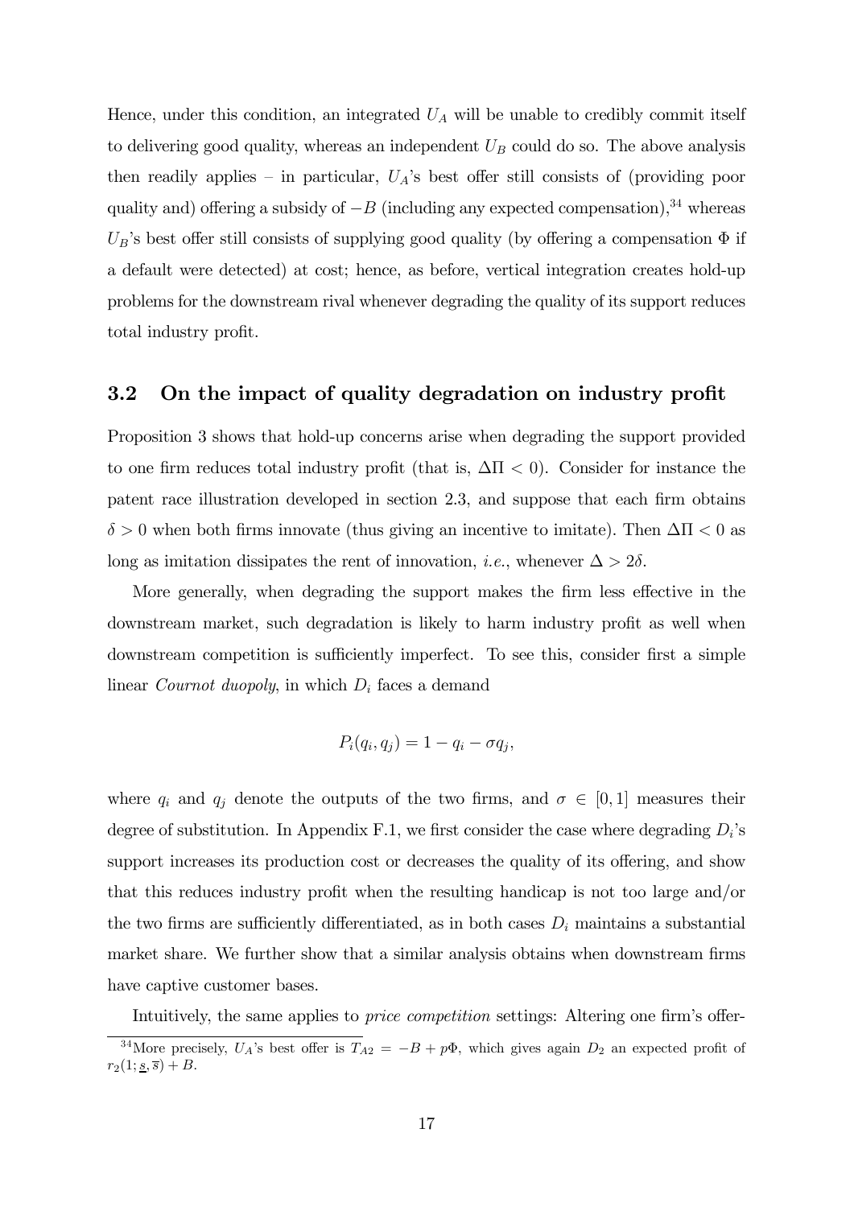Hence, under this condition, an integrated $U_A$ will be unable to credibly commit itself to delivering good quality, whereas an independent $U_B$ could do so. The above analysis then readily applies – in particular, $U_A$'s best offer still consists of (providing poor quality and) offering a subsidy of $-B$ (including any expected compensation),[34] whereas $U_B$'s best offer still consists of supplying good quality (by offering a compensation $\Phi$ if a default were detected) at cost; hence, as before, vertical integration creates hold-up problems for the downstream rival whenever degrading the quality of its support reduces total industry profit.

## 3.2 On the impact of quality degradation on industry profit

Proposition 3 shows that hold-up concerns arise when degrading the support provided to one firm reduces total industry profit (that is, $\Delta\Pi < 0$). Consider for instance the patent race illustration developed in section 2.3, and suppose that each firm obtains $\delta > 0$ when both firms innovate (thus giving an incentive to imitate). Then $\Delta\Pi < 0$ as long as imitation dissipates the rent of innovation, *i.e.*, whenever $\Delta > 2\delta$.

More generally, when degrading the support makes the firm less effective in the downstream market, such degradation is likely to harm industry profit as well when downstream competition is sufficiently imperfect. To see this, consider first a simple linear *Cournot duopoly*, in which $D_i$ faces a demand

$$P_i(q_i, q_j) = 1 - q_i - \sigma q_j,$$

where $q_i$ and $q_j$ denote the outputs of the two firms, and $\sigma \in [0, 1]$ measures their degree of substitution. In Appendix F.1, we first consider the case where degrading $D_i$'s support increases its production cost or decreases the quality of its offering, and show that this reduces industry profit when the resulting handicap is not too large and/or the two firms are sufficiently differentiated, as in both cases $D_i$ maintains a substantial market share. We further show that a similar analysis obtains when downstream firms have captive customer bases.

Intuitively, the same applies to *price competition* settings: Altering one firm's offer-

[34] More precisely, $U_A$'s best offer is $T_{A2} = -B + p\Phi$, which gives again $D_2$ an expected profit of $r_2(1; \underline{s}, \overline{s}) + B$.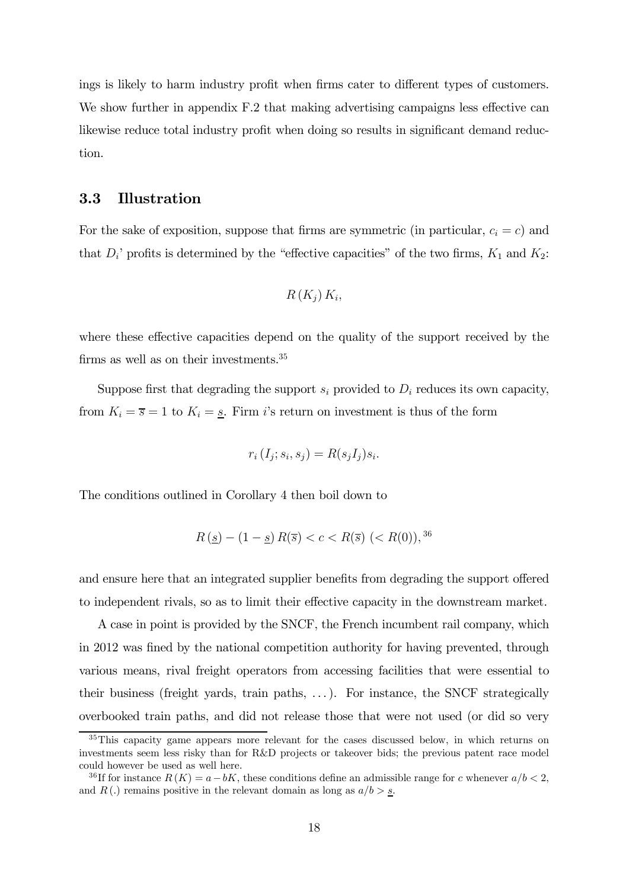ings is likely to harm industry profit when firms cater to different types of customers. We show further in appendix F.2 that making advertising campaigns less effective can likewise reduce total industry profit when doing so results in significant demand reduction.

## 3.3 Illustration

For the sake of exposition, suppose that firms are symmetric (in particular, $c_i = c$) and that $D_i$' profits is determined by the "effective capacities" of the two firms, $K_1$ and $K_2$:

$$R(K_j) K_i,$$

where these effective capacities depend on the quality of the support received by the firms as well as on their investments.[35]

Suppose first that degrading the support $s_i$ provided to $D_i$ reduces its own capacity, from $K_i = \overline{s} = 1$ to $K_i = \underline{s}$. Firm $i$'s return on investment is thus of the form

$$r_i (I_j; s_i, s_j) = R(s_j I_j) s_i.$$

The conditions outlined in Corollary 4 then boil down to

$$R(\underline{s}) - (1 - \underline{s}) R(\overline{s}) < c < R(\overline{s}) \ (< R(0)),^{36}$$

and ensure here that an integrated supplier benefits from degrading the support offered to independent rivals, so as to limit their effective capacity in the downstream market.

A case in point is provided by the SNCF, the French incumbent rail company, which in 2012 was fined by the national competition authority for having prevented, through various means, rival freight operators from accessing facilities that were essential to their business (freight yards, train paths, ...). For instance, the SNCF strategically overbooked train paths, and did not release those that were not used (or did so very

[35] This capacity game appears more relevant for the cases discussed below, in which returns on investments seem less risky than for R&D projects or takeover bids; the previous patent race model could however be used as well here.

[36] If for instance $R(K) = a - bK$, these conditions define an admissible range for $c$ whenever $a/b < 2$, and $R(.)$ remains positive in the relevant domain as long as $a/b > \underline{s}$.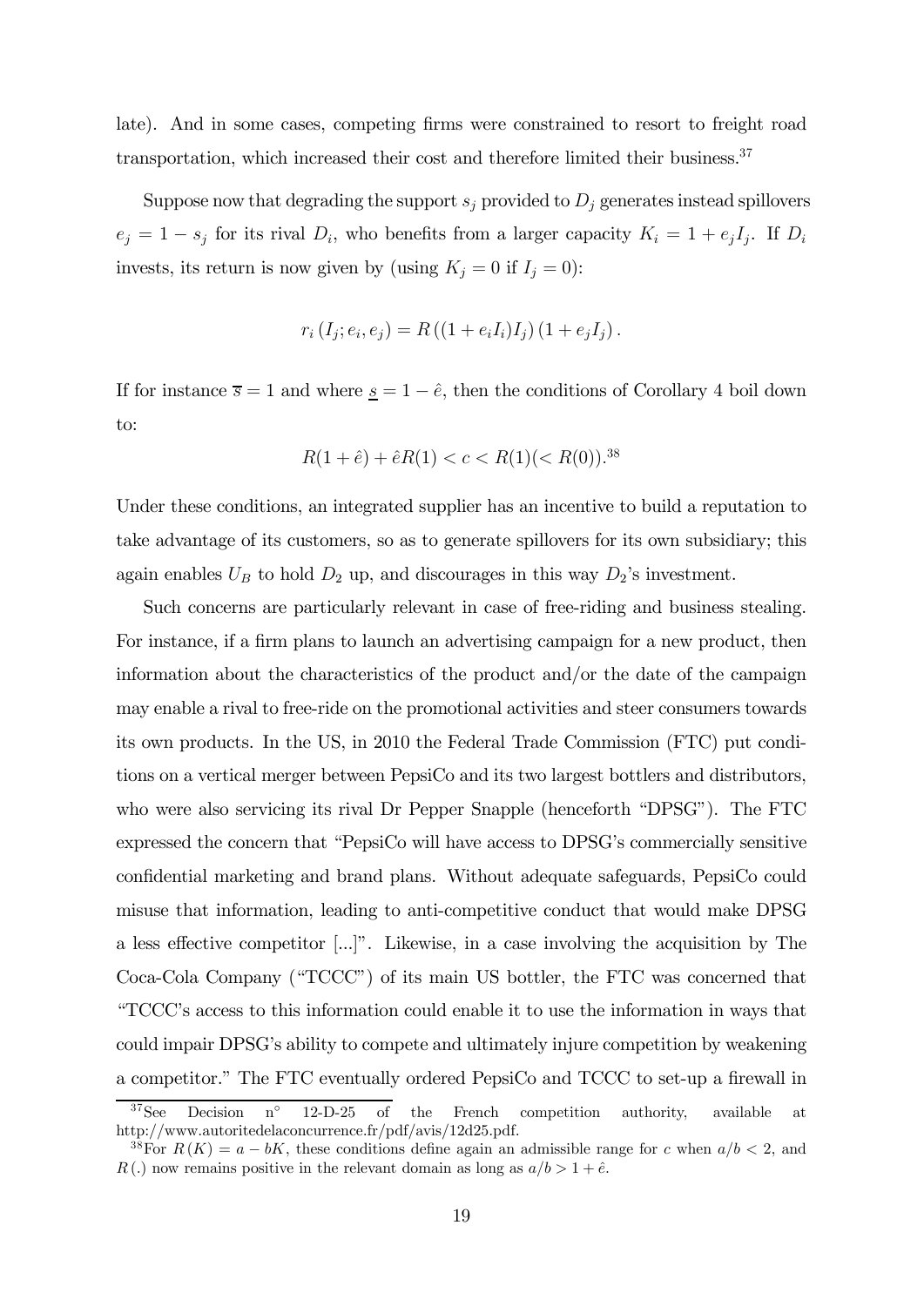late). And in some cases, competing firms were constrained to resort to freight road transportation, which increased their cost and therefore limited their business.[37]

Suppose now that degrading the support $s_j$ provided to $D_j$ generates instead spillovers $e_j = 1 - s_j$ for its rival $D_i$, who benefits from a larger capacity $K_i = 1 + e_j I_j$. If $D_i$ invests, its return is now given by (using $K_j = 0$ if $I_j = 0$):

$$r_i(I_j; e_i, e_j) = R((1 + e_i I_i) I_j)(1 + e_j I_j).$$

If for instance $\overline{s} = 1$ and where $\underline{s} = 1 - \hat{e}$, then the conditions of Corollary 4 boil down to:

$$R(1 + \hat{e}) + \hat{e}R(1) < c < R(1) (< R(0)).^{38}$$

Under these conditions, an integrated supplier has an incentive to build a reputation to take advantage of its customers, so as to generate spillovers for its own subsidiary; this again enables $U_B$ to hold $D_2$ up, and discourages in this way $D_2$'s investment.

Such concerns are particularly relevant in case of free-riding and business stealing. For instance, if a firm plans to launch an advertising campaign for a new product, then information about the characteristics of the product and/or the date of the campaign may enable a rival to free-ride on the promotional activities and steer consumers towards its own products. In the US, in 2010 the Federal Trade Commission (FTC) put conditions on a vertical merger between PepsiCo and its two largest bottlers and distributors, who were also servicing its rival Dr Pepper Snapple (henceforth "DPSG"). The FTC expressed the concern that "PepsiCo will have access to DPSG's commercially sensitive confidential marketing and brand plans. Without adequate safeguards, PepsiCo could misuse that information, leading to anti-competitive conduct that would make DPSG a less effective competitor [...]". Likewise, in a case involving the acquisition by The Coca-Cola Company ("TCCC") of its main US bottler, the FTC was concerned that "TCCC's access to this information could enable it to use the information in ways that could impair DPSG's ability to compete and ultimately injure competition by weakening a competitor." The FTC eventually ordered PepsiCo and TCCC to set-up a firewall in

[37] See Decision n° 12-D-25 of the French competition authority, available at http://www.autoritedelaconcurrence.fr/pdf/avis/12d25.pdf.

[38] For $R(K) = a - bK$, these conditions define again an admissible range for $c$ when $a/b < 2$, and $R(.)$ now remains positive in the relevant domain as long as $a/b > 1 + \hat{e}$.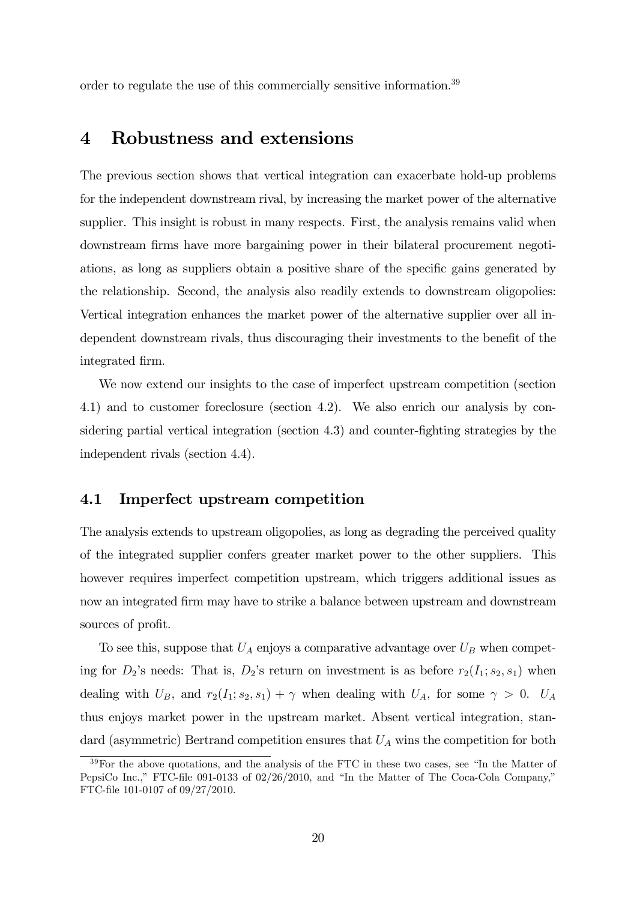order to regulate the use of this commercially sensitive information.[39]

# 4 Robustness and extensions

The previous section shows that vertical integration can exacerbate hold-up problems for the independent downstream rival, by increasing the market power of the alternative supplier. This insight is robust in many respects. First, the analysis remains valid when downstream firms have more bargaining power in their bilateral procurement negotiations, as long as suppliers obtain a positive share of the specific gains generated by the relationship. Second, the analysis also readily extends to downstream oligopolies: Vertical integration enhances the market power of the alternative supplier over all independent downstream rivals, thus discouraging their investments to the benefit of the integrated firm.

We now extend our insights to the case of imperfect upstream competition (section 4.1) and to customer foreclosure (section 4.2). We also enrich our analysis by considering partial vertical integration (section 4.3) and counter-fighting strategies by the independent rivals (section 4.4).

## 4.1 Imperfect upstream competition

The analysis extends to upstream oligopolies, as long as degrading the perceived quality of the integrated supplier confers greater market power to the other suppliers. This however requires imperfect competition upstream, which triggers additional issues as now an integrated firm may have to strike a balance between upstream and downstream sources of profit.

To see this, suppose that $U_A$ enjoys a comparative advantage over $U_B$ when competing for $D_2$'s needs: That is, $D_2$'s return on investment is as before $r_2(I_1; s_2, s_1)$ when dealing with $U_B$, and $r_2(I_1; s_2, s_1) + \gamma$ when dealing with $U_A$, for some $\gamma > 0$. $U_A$ thus enjoys market power in the upstream market. Absent vertical integration, standard (asymmetric) Bertrand competition ensures that $U_A$ wins the competition for both

[39] For the above quotations, and the analysis of the FTC in these two cases, see "In the Matter of PepsiCo Inc.," FTC-file 091-0133 of 02/26/2010, and "In the Matter of The Coca-Cola Company," FTC-file 101-0107 of 09/27/2010.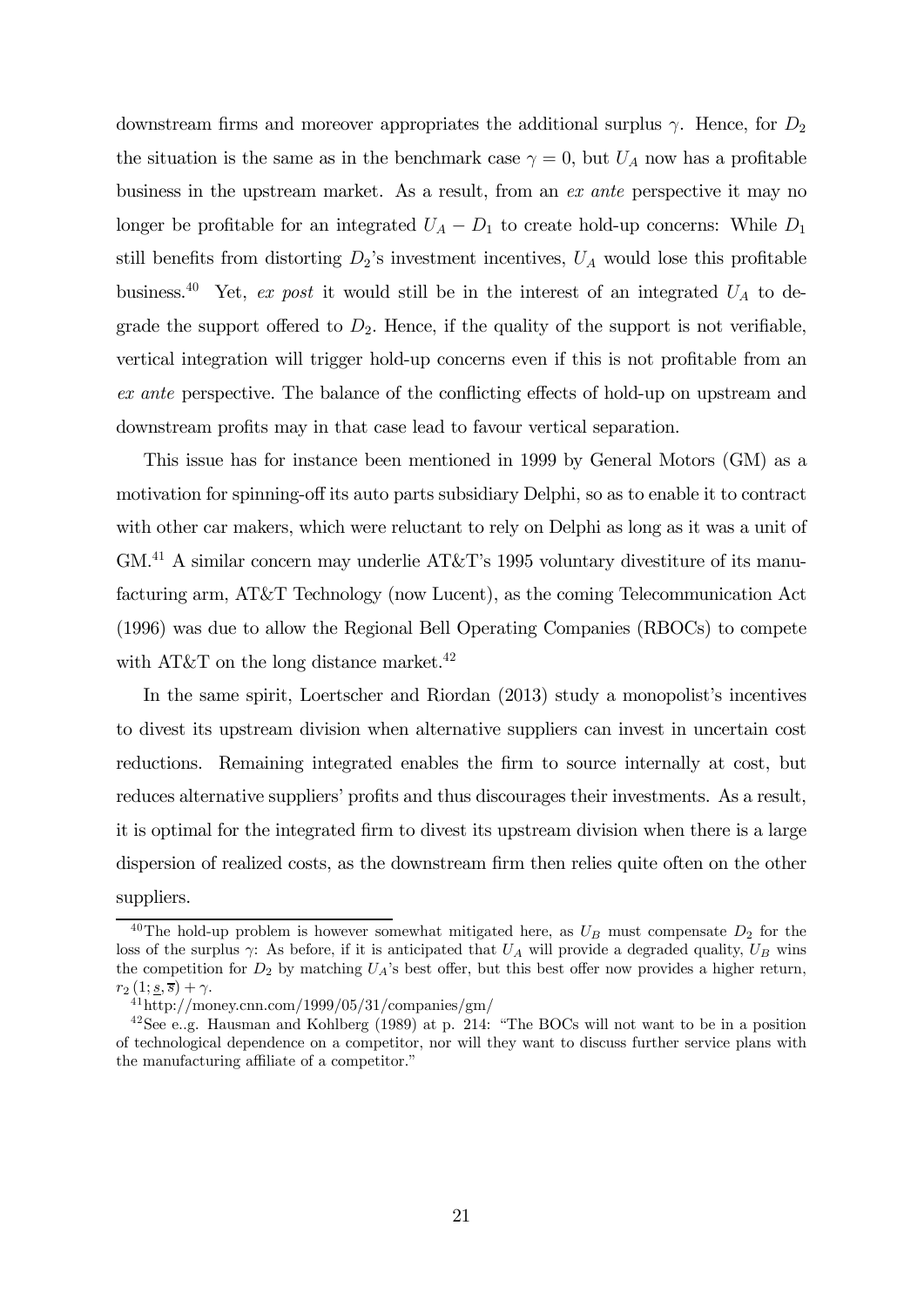downstream firms and moreover appropriates the additional surplus $\gamma$. Hence, for $D_2$ the situation is the same as in the benchmark case $\gamma = 0$, but $U_A$ now has a profitable business in the upstream market. As a result, from an *ex ante* perspective it may no longer be profitable for an integrated $U_A - D_1$ to create hold-up concerns: While $D_1$ still benefits from distorting $D_2$'s investment incentives, $U_A$ would lose this profitable business.[40] Yet, *ex post* it would still be in the interest of an integrated $U_A$ to degrade the support offered to $D_2$. Hence, if the quality of the support is not verifiable, vertical integration will trigger hold-up concerns even if this is not profitable from an *ex ante* perspective. The balance of the conflicting effects of hold-up on upstream and downstream profits may in that case lead to favour vertical separation.

This issue has for instance been mentioned in 1999 by General Motors (GM) as a motivation for spinning-off its auto parts subsidiary Delphi, so as to enable it to contract with other car makers, which were reluctant to rely on Delphi as long as it was a unit of GM.[41] A similar concern may underlie AT&T's 1995 voluntary divestiture of its manufacturing arm, AT&T Technology (now Lucent), as the coming Telecommunication Act (1996) was due to allow the Regional Bell Operating Companies (RBOCs) to compete with AT&T on the long distance market.[42]

In the same spirit, Loertscher and Riordan (2013) study a monopolist's incentives to divest its upstream division when alternative suppliers can invest in uncertain cost reductions. Remaining integrated enables the firm to source internally at cost, but reduces alternative suppliers' profits and thus discourages their investments. As a result, it is optimal for the integrated firm to divest its upstream division when there is a large dispersion of realized costs, as the downstream firm then relies quite often on the other suppliers.

---

[40] The hold-up problem is however somewhat mitigated here, as $U_B$ must compensate $D_2$ for the loss of the surplus $\gamma$: As before, if it is anticipated that $U_A$ will provide a degraded quality, $U_B$ wins the competition for $D_2$ by matching $U_A$'s best offer, but this best offer now provides a higher return, $r_2(1; \underline{s}, \overline{s}) + \gamma$.

[41] http://money.cnn.com/1999/05/31/companies/gm/

[42] See e..g. Hausman and Kohlberg (1989) at p. 214: "The BOCs will not want to be in a position of technological dependence on a competitor, nor will they want to discuss further service plans with the manufacturing affiliate of a competitor."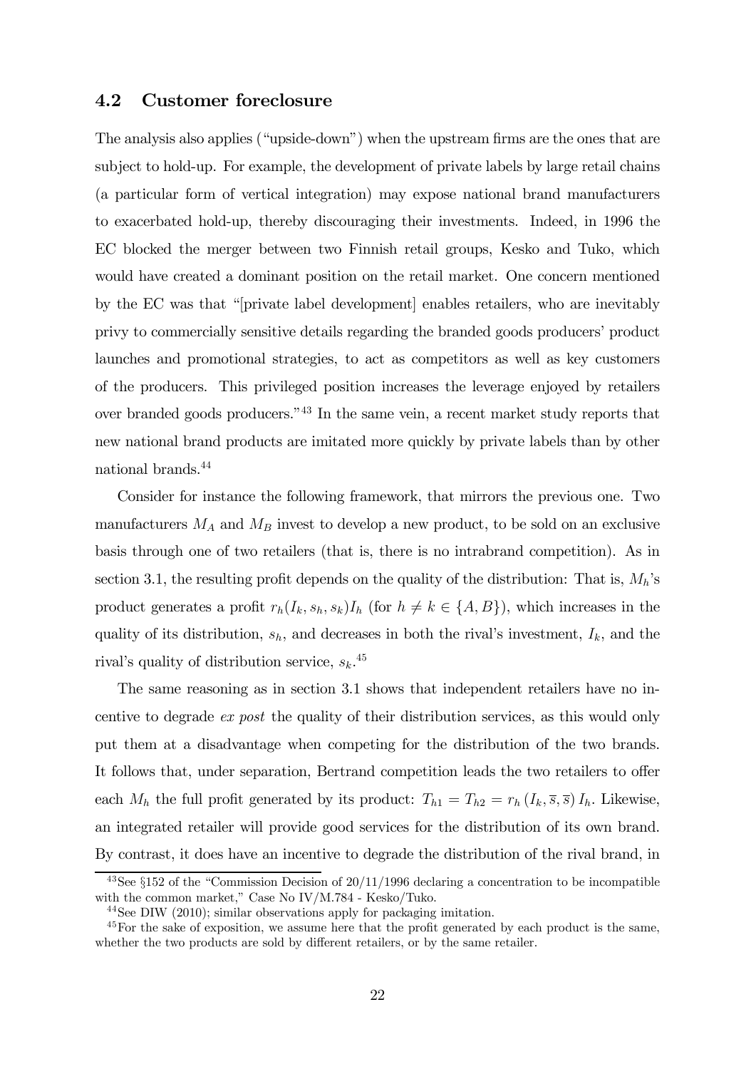### 4.2 Customer foreclosure

The analysis also applies ("upside-down") when the upstream firms are the ones that are subject to hold-up. For example, the development of private labels by large retail chains (a particular form of vertical integration) may expose national brand manufacturers to exacerbated hold-up, thereby discouraging their investments. Indeed, in 1996 the EC blocked the merger between two Finnish retail groups, Kesko and Tuko, which would have created a dominant position on the retail market. One concern mentioned by the EC was that "[private label development] enables retailers, who are inevitably privy to commercially sensitive details regarding the branded goods producers' product launches and promotional strategies, to act as competitors as well as key customers of the producers. This privileged position increases the leverage enjoyed by retailers over branded goods producers."[43] In the same vein, a recent market study reports that new national brand products are imitated more quickly by private labels than by other national brands.[44]

Consider for instance the following framework, that mirrors the previous one. Two manufacturers $M_A$ and $M_B$ invest to develop a new product, to be sold on an exclusive basis through one of two retailers (that is, there is no intrabrand competition). As in section 3.1, the resulting profit depends on the quality of the distribution: That is, $M_h$'s product generates a profit $r_h(I_k, s_h, s_k)I_h$ (for $h \neq k \in \{A, B\}$), which increases in the quality of its distribution, $s_h$, and decreases in both the rival's investment, $I_k$, and the rival's quality of distribution service, $s_k$.[45]

The same reasoning as in section 3.1 shows that independent retailers have no incentive to degrade *ex post* the quality of their distribution services, as this would only put them at a disadvantage when competing for the distribution of the two brands. It follows that, under separation, Bertrand competition leads the two retailers to offer each $M_h$ the full profit generated by its product: $T_{h1} = T_{h2} = r_h(I_k, \overline{s}, \overline{s})\, I_h$. Likewise, an integrated retailer will provide good services for the distribution of its own brand. By contrast, it does have an incentive to degrade the distribution of the rival brand, in

[43] See §152 of the "Commission Decision of 20/11/1996 declaring a concentration to be incompatible with the common market," Case No IV/M.784 - Kesko/Tuko.

[44] See DIW (2010); similar observations apply for packaging imitation.

[45] For the sake of exposition, we assume here that the profit generated by each product is the same, whether the two products are sold by different retailers, or by the same retailer.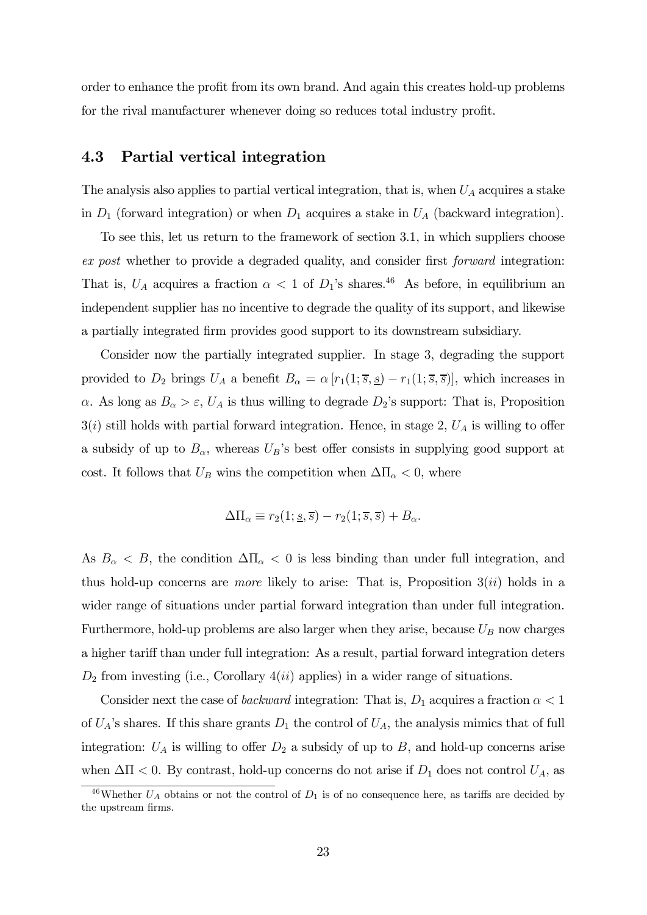order to enhance the profit from its own brand. And again this creates hold-up problems for the rival manufacturer whenever doing so reduces total industry profit.

### 4.3 Partial vertical integration

The analysis also applies to partial vertical integration, that is, when $U_A$ acquires a stake in $D_1$ (forward integration) or when $D_1$ acquires a stake in $U_A$ (backward integration).

To see this, let us return to the framework of section 3.1, in which suppliers choose *ex post* whether to provide a degraded quality, and consider first *forward* integration: That is, $U_A$ acquires a fraction $\alpha < 1$ of $D_1$'s shares.[46] As before, in equilibrium an independent supplier has no incentive to degrade the quality of its support, and likewise a partially integrated firm provides good support to its downstream subsidiary.

Consider now the partially integrated supplier. In stage 3, degrading the support provided to $D_2$ brings $U_A$ a benefit $B_\alpha = \alpha \left[ r_1(1; \overline{s}, \underline{s}) - r_1(1; \overline{s}, \overline{s}) \right]$, which increases in $\alpha$. As long as $B_\alpha > \varepsilon$, $U_A$ is thus willing to degrade $D_2$'s support: That is, Proposition $3(i)$ still holds with partial forward integration. Hence, in stage 2, $U_A$ is willing to offer a subsidy of up to $B_\alpha$, whereas $U_B$'s best offer consists in supplying good support at cost. It follows that $U_B$ wins the competition when $\Delta \Pi_\alpha < 0$, where

$$\Delta \Pi_\alpha \equiv r_2(1; \underline{s}, \overline{s}) - r_2(1; \overline{s}, \overline{s}) + B_\alpha.$$

As $B_\alpha < B$, the condition $\Delta \Pi_\alpha < 0$ is less binding than under full integration, and thus hold-up concerns are *more* likely to arise: That is, Proposition $3(ii)$ holds in a wider range of situations under partial forward integration than under full integration. Furthermore, hold-up problems are also larger when they arise, because $U_B$ now charges a higher tariff than under full integration: As a result, partial forward integration deters $D_2$ from investing (i.e., Corollary $4(ii)$ applies) in a wider range of situations.

Consider next the case of *backward* integration: That is, $D_1$ acquires a fraction $\alpha < 1$ of $U_A$'s shares. If this share grants $D_1$ the control of $U_A$, the analysis mimics that of full integration: $U_A$ is willing to offer $D_2$ a subsidy of up to $B$, and hold-up concerns arise when $\Delta \Pi < 0$. By contrast, hold-up concerns do not arise if $D_1$ does not control $U_A$, as

[46] Whether $U_A$ obtains or not the control of $D_1$ is of no consequence here, as tariffs are decided by the upstream firms.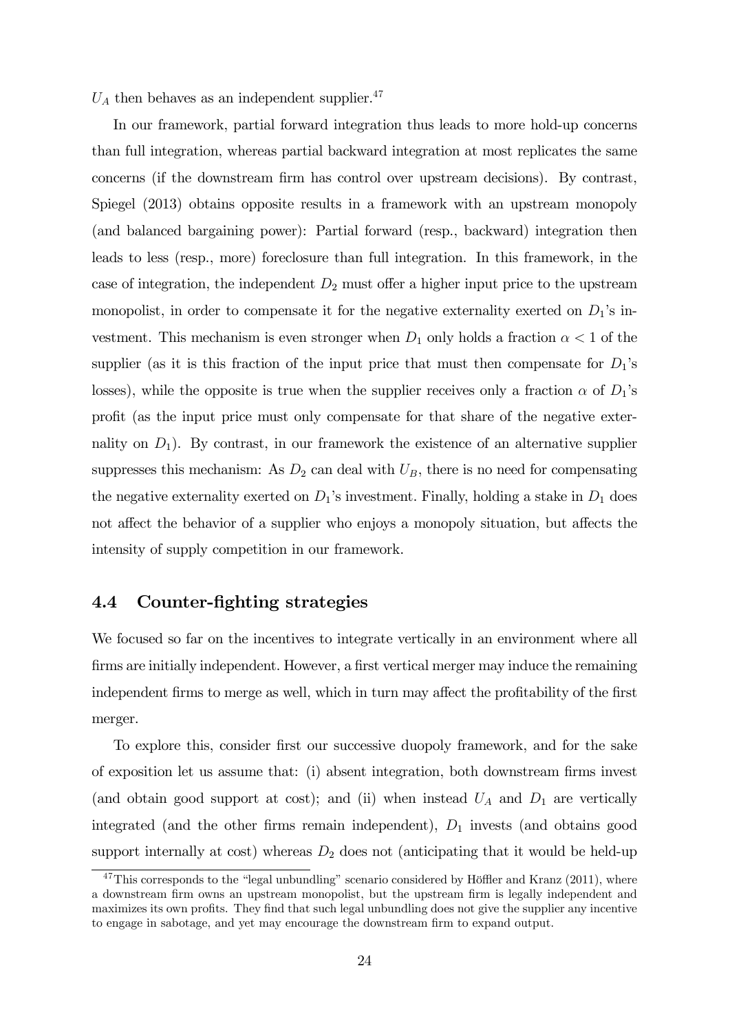$U_A$ then behaves as an independent supplier.[47]

In our framework, partial forward integration thus leads to more hold-up concerns than full integration, whereas partial backward integration at most replicates the same concerns (if the downstream firm has control over upstream decisions). By contrast, Spiegel (2013) obtains opposite results in a framework with an upstream monopoly (and balanced bargaining power): Partial forward (resp., backward) integration then leads to less (resp., more) foreclosure than full integration. In this framework, in the case of integration, the independent $D_2$ must offer a higher input price to the upstream monopolist, in order to compensate it for the negative externality exerted on $D_1$'s investment. This mechanism is even stronger when $D_1$ only holds a fraction $\alpha < 1$ of the supplier (as it is this fraction of the input price that must then compensate for $D_1$'s losses), while the opposite is true when the supplier receives only a fraction $\alpha$ of $D_1$'s profit (as the input price must only compensate for that share of the negative externality on $D_1$). By contrast, in our framework the existence of an alternative supplier suppresses this mechanism: As $D_2$ can deal with $U_B$, there is no need for compensating the negative externality exerted on $D_1$'s investment. Finally, holding a stake in $D_1$ does not affect the behavior of a supplier who enjoys a monopoly situation, but affects the intensity of supply competition in our framework.

### 4.4 Counter-fighting strategies

We focused so far on the incentives to integrate vertically in an environment where all firms are initially independent. However, a first vertical merger may induce the remaining independent firms to merge as well, which in turn may affect the profitability of the first merger.

To explore this, consider first our successive duopoly framework, and for the sake of exposition let us assume that: (i) absent integration, both downstream firms invest (and obtain good support at cost); and (ii) when instead $U_A$ and $D_1$ are vertically integrated (and the other firms remain independent), $D_1$ invests (and obtains good support internally at cost) whereas $D_2$ does not (anticipating that it would be held-up

[47] This corresponds to the "legal unbundling" scenario considered by Höffler and Kranz (2011), where a downstream firm owns an upstream monopolist, but the upstream firm is legally independent and maximizes its own profits. They find that such legal unbundling does not give the supplier any incentive to engage in sabotage, and yet may encourage the downstream firm to expand output.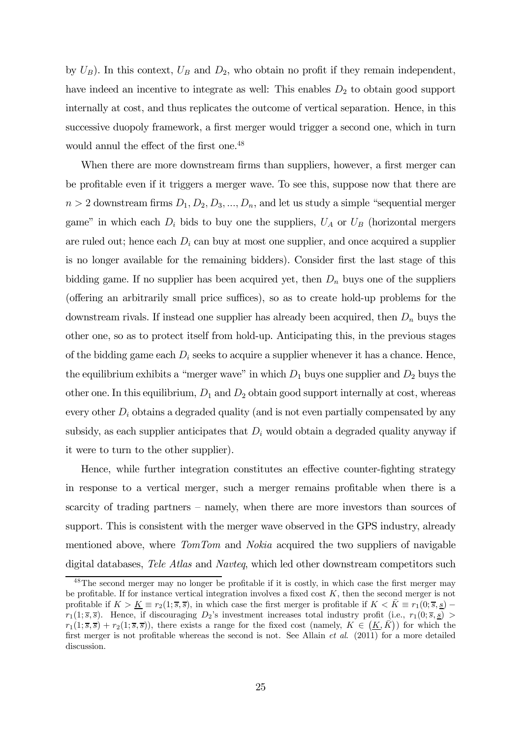by $U_B$). In this context, $U_B$ and $D_2$, who obtain no profit if they remain independent, have indeed an incentive to integrate as well: This enables $D_2$ to obtain good support internally at cost, and thus replicates the outcome of vertical separation. Hence, in this successive duopoly framework, a first merger would trigger a second one, which in turn would annul the effect of the first one.[48]

When there are more downstream firms than suppliers, however, a first merger can be profitable even if it triggers a merger wave. To see this, suppose now that there are $n > 2$ downstream firms $D_1, D_2, D_3, ..., D_n$, and let us study a simple "sequential merger game" in which each $D_i$ bids to buy one the suppliers, $U_A$ or $U_B$ (horizontal mergers are ruled out; hence each $D_i$ can buy at most one supplier, and once acquired a supplier is no longer available for the remaining bidders). Consider first the last stage of this bidding game. If no supplier has been acquired yet, then $D_n$ buys one of the suppliers (offering an arbitrarily small price suffices), so as to create hold-up problems for the downstream rivals. If instead one supplier has already been acquired, then $D_n$ buys the other one, so as to protect itself from hold-up. Anticipating this, in the previous stages of the bidding game each $D_i$ seeks to acquire a supplier whenever it has a chance. Hence, the equilibrium exhibits a "merger wave" in which $D_1$ buys one supplier and $D_2$ buys the other one. In this equilibrium, $D_1$ and $D_2$ obtain good support internally at cost, whereas every other $D_i$ obtains a degraded quality (and is not even partially compensated by any subsidy, as each supplier anticipates that $D_i$ would obtain a degraded quality anyway if it were to turn to the other supplier).

Hence, while further integration constitutes an effective counter-fighting strategy in response to a vertical merger, such a merger remains profitable when there is a scarcity of trading partners – namely, when there are more investors than sources of support. This is consistent with the merger wave observed in the GPS industry, already mentioned above, where *TomTom* and *Nokia* acquired the two suppliers of navigable digital databases, *Tele Atlas* and *Navteq*, which led other downstream competitors such

[48] The second merger may no longer be profitable if it is costly, in which case the first merger may be profitable. If for instance vertical integration involves a fixed cost $K$, then the second merger is not profitable if $K > \underline{K} \equiv r_2(1; \overline{s}, \overline{s})$, in which case the first merger is profitable if $K < \bar{K} \equiv r_1(0; \overline{s}, \underline{s}) - r_1(1; \overline{s}, \overline{s})$. Hence, if discouraging $D_2$'s investment increases total industry profit (i.e., $r_1(0; \overline{s}, \underline{s}) > r_1(1; \overline{s}, \overline{s}) + r_2(1; \overline{s}, \overline{s})$), there exists a range for the fixed cost (namely, $K \in (\underline{K}, \bar{K})$) for which the first merger is not profitable whereas the second is not. See Allain *et al.* (2011) for a more detailed discussion.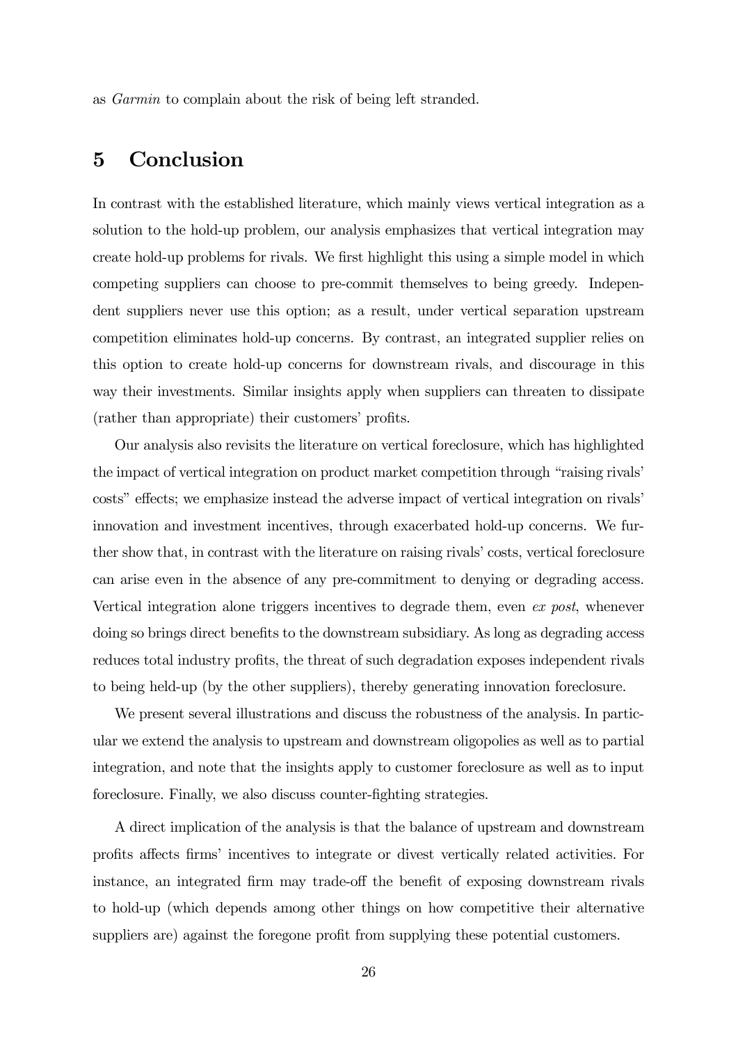as *Garmin* to complain about the risk of being left stranded.

# 5 Conclusion

In contrast with the established literature, which mainly views vertical integration as a solution to the hold-up problem, our analysis emphasizes that vertical integration may create hold-up problems for rivals. We first highlight this using a simple model in which competing suppliers can choose to pre-commit themselves to being greedy. Independent suppliers never use this option; as a result, under vertical separation upstream competition eliminates hold-up concerns. By contrast, an integrated supplier relies on this option to create hold-up concerns for downstream rivals, and discourage in this way their investments. Similar insights apply when suppliers can threaten to dissipate (rather than appropriate) their customers' profits.

Our analysis also revisits the literature on vertical foreclosure, which has highlighted the impact of vertical integration on product market competition through "raising rivals' costs" effects; we emphasize instead the adverse impact of vertical integration on rivals' innovation and investment incentives, through exacerbated hold-up concerns. We further show that, in contrast with the literature on raising rivals' costs, vertical foreclosure can arise even in the absence of any pre-commitment to denying or degrading access. Vertical integration alone triggers incentives to degrade them, even *ex post*, whenever doing so brings direct benefits to the downstream subsidiary. As long as degrading access reduces total industry profits, the threat of such degradation exposes independent rivals to being held-up (by the other suppliers), thereby generating innovation foreclosure.

We present several illustrations and discuss the robustness of the analysis. In particular we extend the analysis to upstream and downstream oligopolies as well as to partial integration, and note that the insights apply to customer foreclosure as well as to input foreclosure. Finally, we also discuss counter-fighting strategies.

A direct implication of the analysis is that the balance of upstream and downstream profits affects firms' incentives to integrate or divest vertically related activities. For instance, an integrated firm may trade-off the benefit of exposing downstream rivals to hold-up (which depends among other things on how competitive their alternative suppliers are) against the foregone profit from supplying these potential customers.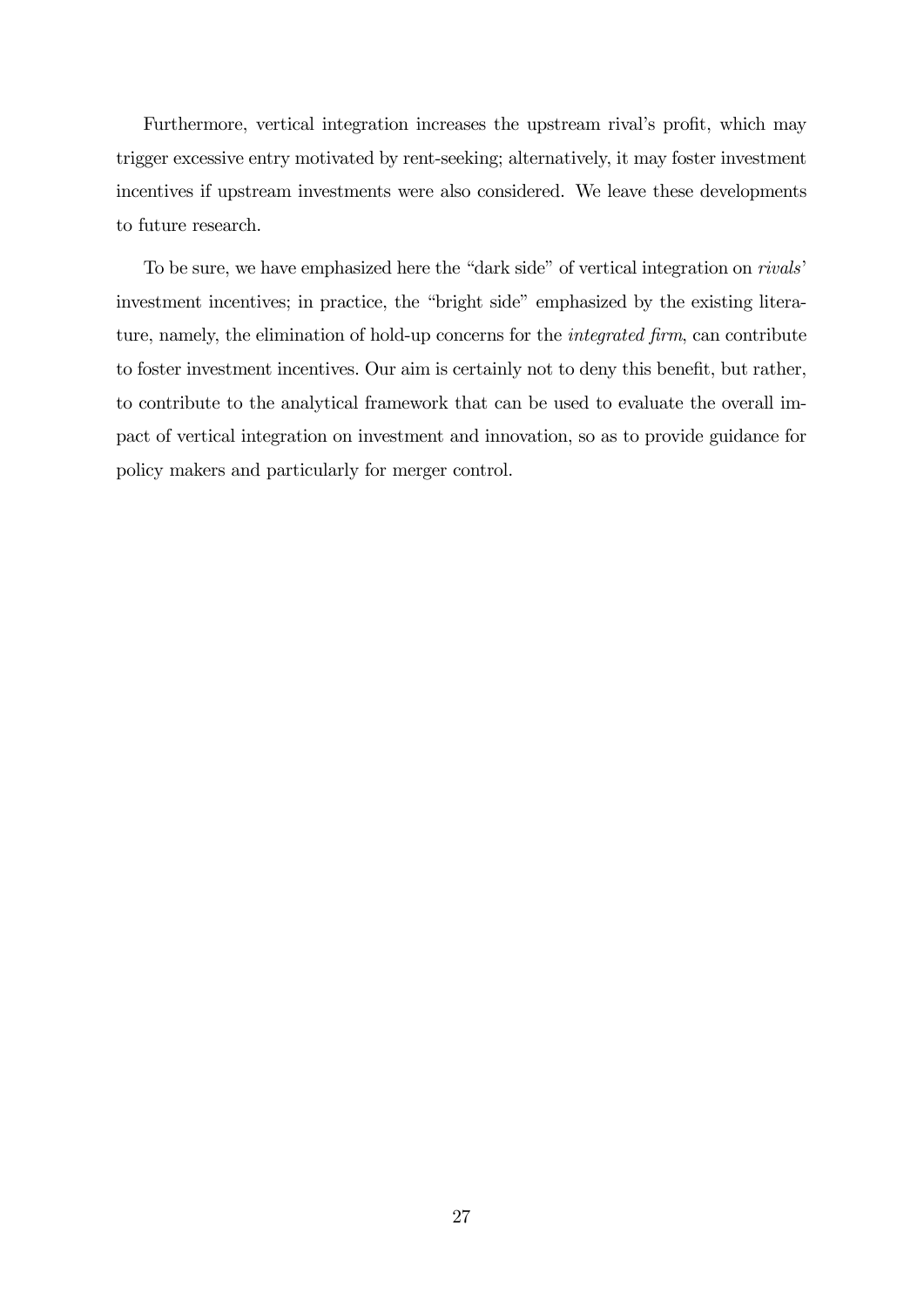Furthermore, vertical integration increases the upstream rival's profit, which may trigger excessive entry motivated by rent-seeking; alternatively, it may foster investment incentives if upstream investments were also considered. We leave these developments to future research.

To be sure, we have emphasized here the "dark side" of vertical integration on *rivals*' investment incentives; in practice, the "bright side" emphasized by the existing literature, namely, the elimination of hold-up concerns for the *integrated firm*, can contribute to foster investment incentives. Our aim is certainly not to deny this benefit, but rather, to contribute to the analytical framework that can be used to evaluate the overall impact of vertical integration on investment and innovation, so as to provide guidance for policy makers and particularly for merger control.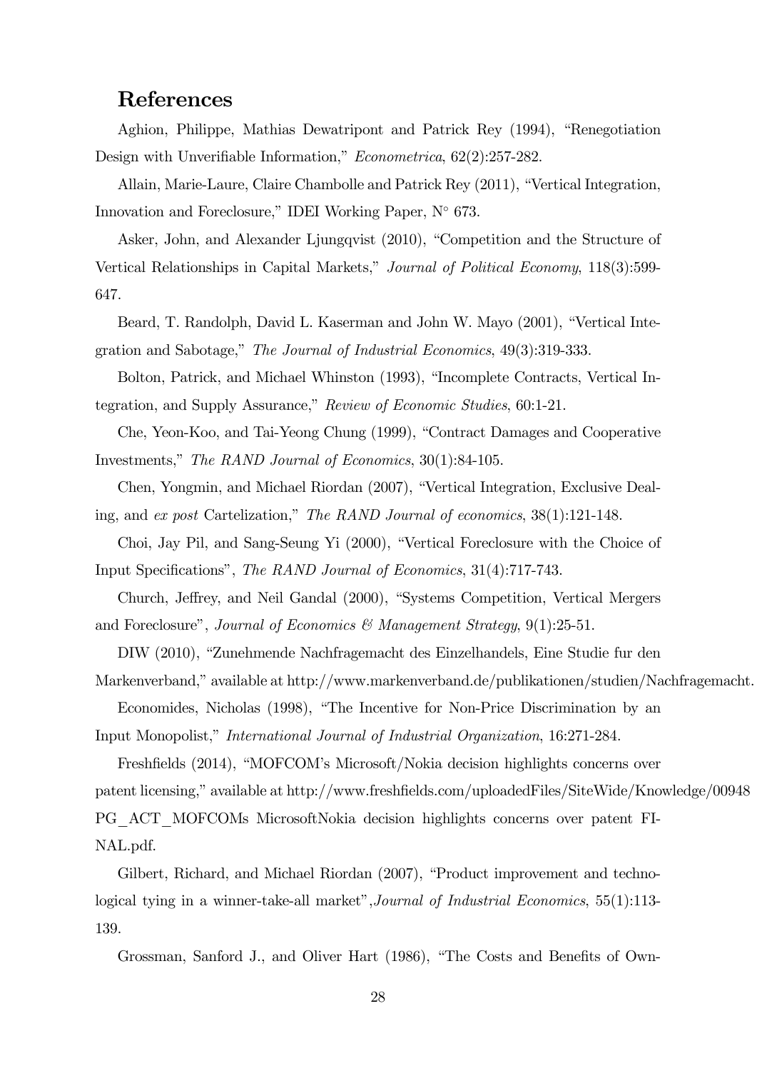## References

Aghion, Philippe, Mathias Dewatripont and Patrick Rey (1994), "Renegotiation Design with Unverifiable Information," *Econometrica*, 62(2):257-282.

Allain, Marie-Laure, Claire Chambolle and Patrick Rey (2011), "Vertical Integration, Innovation and Foreclosure," IDEI Working Paper, N° 673.

Asker, John, and Alexander Ljungqvist (2010), "Competition and the Structure of Vertical Relationships in Capital Markets," *Journal of Political Economy*, 118(3):599-647.

Beard, T. Randolph, David L. Kaserman and John W. Mayo (2001), "Vertical Integration and Sabotage," *The Journal of Industrial Economics*, 49(3):319-333.

Bolton, Patrick, and Michael Whinston (1993), "Incomplete Contracts, Vertical Integration, and Supply Assurance," *Review of Economic Studies*, 60:1-21.

Che, Yeon-Koo, and Tai-Yeong Chung (1999), "Contract Damages and Cooperative Investments," *The RAND Journal of Economics*, 30(1):84-105.

Chen, Yongmin, and Michael Riordan (2007), "Vertical Integration, Exclusive Dealing, and *ex post* Cartelization," *The RAND Journal of economics*, 38(1):121-148.

Choi, Jay Pil, and Sang-Seung Yi (2000), "Vertical Foreclosure with the Choice of Input Specifications", *The RAND Journal of Economics*, 31(4):717-743.

Church, Jeffrey, and Neil Gandal (2000), "Systems Competition, Vertical Mergers and Foreclosure", *Journal of Economics & Management Strategy*, 9(1):25-51.

DIW (2010), "Zunehmende Nachfragemacht des Einzelhandels, Eine Studie fur den Markenverband," available at http://www.markenverband.de/publikationen/studien/Nachfragemacht.

Economides, Nicholas (1998), "The Incentive for Non-Price Discrimination by an Input Monopolist," *International Journal of Industrial Organization*, 16:271-284.

Freshfields (2014), "MOFCOM's Microsoft/Nokia decision highlights concerns over patent licensing," available at http://www.freshfields.com/uploadedFiles/SiteWide/Knowledge/00948 PG_ACT_MOFCOMs MicrosoftNokia decision highlights concerns over patent FINAL.pdf.

Gilbert, Richard, and Michael Riordan (2007), "Product improvement and technological tying in a winner-take-all market",*Journal of Industrial Economics*, 55(1):113-139.

Grossman, Sanford J., and Oliver Hart (1986), "The Costs and Benefits of Own-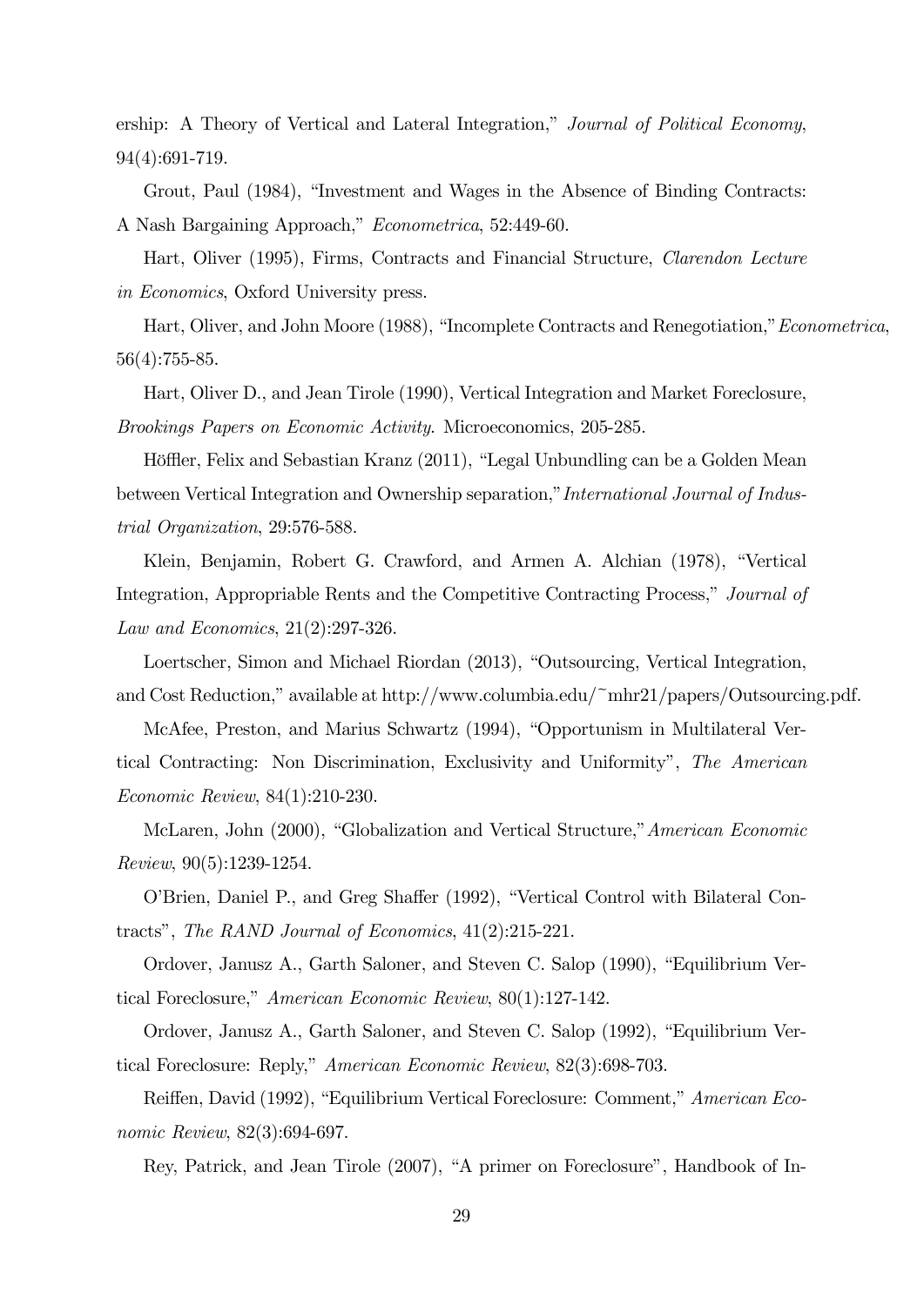ership: A Theory of Vertical and Lateral Integration," *Journal of Political Economy*, 94(4):691-719.

Grout, Paul (1984), "Investment and Wages in the Absence of Binding Contracts: A Nash Bargaining Approach," *Econometrica*, 52:449-60.

Hart, Oliver (1995), Firms, Contracts and Financial Structure, *Clarendon Lecture in Economics*, Oxford University press.

Hart, Oliver, and John Moore (1988), "Incomplete Contracts and Renegotiation," *Econometrica*, 56(4):755-85.

Hart, Oliver D., and Jean Tirole (1990), Vertical Integration and Market Foreclosure, *Brookings Papers on Economic Activity*. Microeconomics, 205-285.

Höffler, Felix and Sebastian Kranz (2011), "Legal Unbundling can be a Golden Mean between Vertical Integration and Ownership separation," *International Journal of Industrial Organization*, 29:576-588.

Klein, Benjamin, Robert G. Crawford, and Armen A. Alchian (1978), "Vertical Integration, Appropriable Rents and the Competitive Contracting Process," *Journal of Law and Economics*, 21(2):297-326.

Loertscher, Simon and Michael Riordan (2013), "Outsourcing, Vertical Integration, and Cost Reduction," available at http://www.columbia.edu/~mhr21/papers/Outsourcing.pdf.

McAfee, Preston, and Marius Schwartz (1994), "Opportunism in Multilateral Vertical Contracting: Non Discrimination, Exclusivity and Uniformity", *The American Economic Review*, 84(1):210-230.

McLaren, John (2000), "Globalization and Vertical Structure," *American Economic Review*, 90(5):1239-1254.

O'Brien, Daniel P., and Greg Shaffer (1992), "Vertical Control with Bilateral Contracts", *The RAND Journal of Economics*, 41(2):215-221.

Ordover, Janusz A., Garth Saloner, and Steven C. Salop (1990), "Equilibrium Vertical Foreclosure," *American Economic Review*, 80(1):127-142.

Ordover, Janusz A., Garth Saloner, and Steven C. Salop (1992), "Equilibrium Vertical Foreclosure: Reply," *American Economic Review*, 82(3):698-703.

Reiffen, David (1992), "Equilibrium Vertical Foreclosure: Comment," *American Economic Review*, 82(3):694-697.

Rey, Patrick, and Jean Tirole (2007), "A primer on Foreclosure", Handbook of In-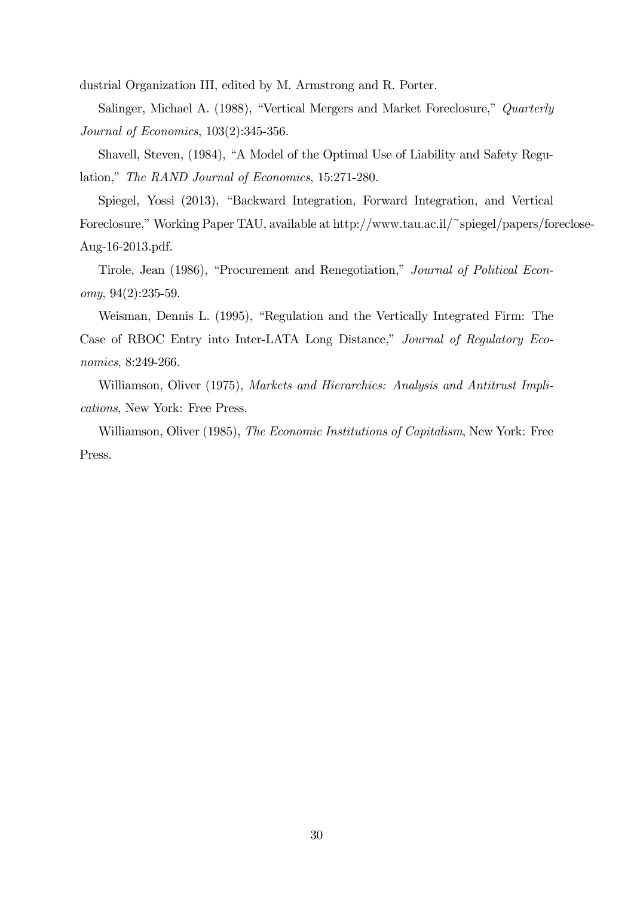dustrial Organization III, edited by M. Armstrong and R. Porter.

Salinger, Michael A. (1988), "Vertical Mergers and Market Foreclosure," *Quarterly Journal of Economics*, 103(2):345-356.

Shavell, Steven, (1984), "A Model of the Optimal Use of Liability and Safety Regulation," *The RAND Journal of Economics*, 15:271-280.

Spiegel, Yossi (2013), "Backward Integration, Forward Integration, and Vertical Foreclosure," Working Paper TAU, available at http://www.tau.ac.il/~spiegel/papers/foreclose-Aug-16-2013.pdf.

Tirole, Jean (1986), "Procurement and Renegotiation," *Journal of Political Economy*, 94(2):235-59.

Weisman, Dennis L. (1995), "Regulation and the Vertically Integrated Firm: The Case of RBOC Entry into Inter-LATA Long Distance," *Journal of Regulatory Economics*, 8:249-266.

Williamson, Oliver (1975), *Markets and Hierarchies: Analysis and Antitrust Implications*, New York: Free Press.

Williamson, Oliver (1985), *The Economic Institutions of Capitalism*, New York: Free Press.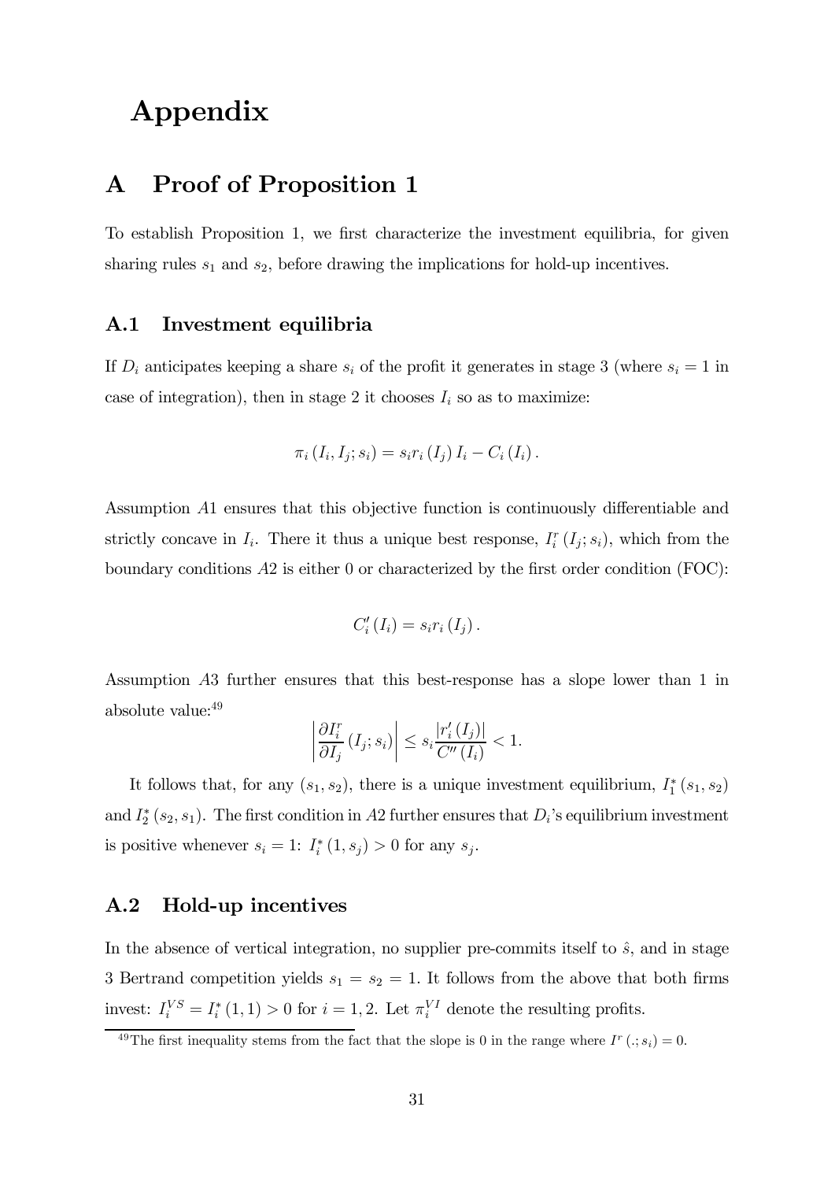# Appendix

## A Proof of Proposition 1

To establish Proposition 1, we first characterize the investment equilibria, for given sharing rules $s_1$ and $s_2$, before drawing the implications for hold-up incentives.

### A.1 Investment equilibria

If $D_i$ anticipates keeping a share $s_i$ of the profit it generates in stage 3 (where $s_i = 1$ in case of integration), then in stage 2 it chooses $I_i$ so as to maximize:

$$\pi_i(I_i, I_j; s_i) = s_i r_i(I_j) I_i - C_i(I_i).$$

Assumption $A1$ ensures that this objective function is continuously differentiable and strictly concave in $I_i$. There it thus a unique best response, $I_i^r(I_j; s_i)$, which from the boundary conditions $A2$ is either 0 or characterized by the first order condition (FOC):

$$C_i'(I_i) = s_i r_i(I_j).$$

Assumption $A3$ further ensures that this best-response has a slope lower than 1 in absolute value:[49]

$$\left|\frac{\partial I_i^r}{\partial I_j}(I_j; s_i)\right| \leq s_i \frac{|r_i'(I_j)|}{C''(I_i)} < 1.$$

It follows that, for any $(s_1, s_2)$, there is a unique investment equilibrium, $I_1^*(s_1, s_2)$ and $I_2^*(s_2, s_1)$. The first condition in $A2$ further ensures that $D_i$'s equilibrium investment is positive whenever $s_i = 1$: $I_i^*(1, s_j) > 0$ for any $s_j$.

### A.2 Hold-up incentives

In the absence of vertical integration, no supplier pre-commits itself to $\hat{s}$, and in stage 3 Bertrand competition yields $s_1 = s_2 = 1$. It follows from the above that both firms invest: $I_i^{VS} = I_i^*(1, 1) > 0$ for $i = 1, 2$. Let $\pi_i^{VI}$ denote the resulting profits.

[49] The first inequality stems from the fact that the slope is 0 in the range where $I^r(.; s_i) = 0$.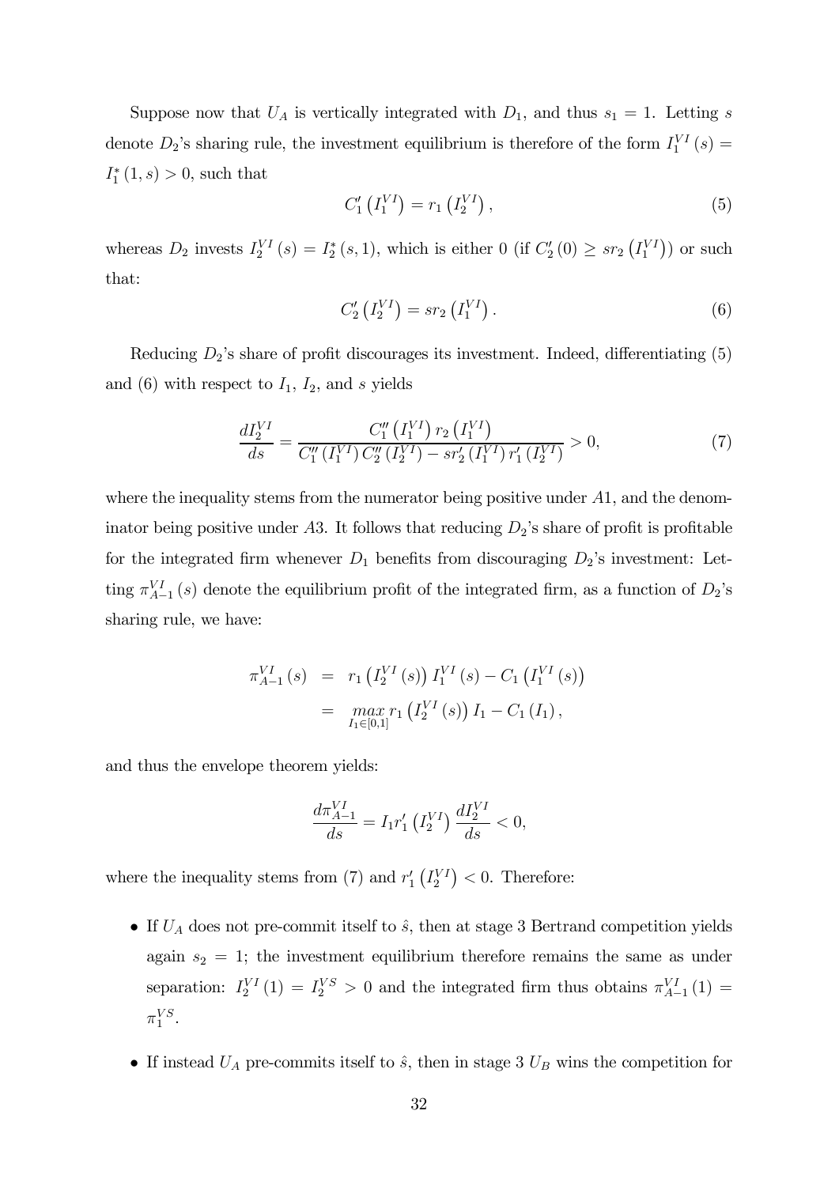Suppose now that $U_A$ is vertically integrated with $D_1$, and thus $s_1 = 1$. Letting $s$ denote $D_2$'s sharing rule, the investment equilibrium is therefore of the form $I_1^{VI}(s) = I_1^*(1, s) > 0$, such that

$$C_1'\left(I_1^{VI}\right) = r_1\left(I_2^{VI}\right), \tag{5}$$

whereas $D_2$ invests $I_2^{VI}(s) = I_2^*(s, 1)$, which is either 0 (if $C_2'(0) \geq s r_2\left(I_1^{VI}\right)$) or such that:

$$C_2'\left(I_2^{VI}\right) = s r_2\left(I_1^{VI}\right). \tag{6}$$

Reducing $D_2$'s share of profit discourages its investment. Indeed, differentiating (5) and (6) with respect to $I_1$, $I_2$, and $s$ yields

$$\frac{dI_2^{VI}}{ds} = \frac{C_1''\left(I_1^{VI}\right) r_2\left(I_1^{VI}\right)}{C_1''\left(I_1^{VI}\right) C_2''\left(I_2^{VI}\right) - s r_2'\left(I_1^{VI}\right) r_1'\left(I_2^{VI}\right)} > 0, \tag{7}$$

where the inequality stems from the numerator being positive under $A1$, and the denominator being positive under $A3$. It follows that reducing $D_2$'s share of profit is profitable for the integrated firm whenever $D_1$ benefits from discouraging $D_2$'s investment: Letting $\pi_{A-1}^{VI}(s)$ denote the equilibrium profit of the integrated firm, as a function of $D_2$'s sharing rule, we have:

$$\begin{aligned}
\pi_{A-1}^{VI}(s) &= r_1\left(I_2^{VI}(s)\right) I_1^{VI}(s) - C_1\left(I_1^{VI}(s)\right) \\
&= \max_{I_1 \in [0,1]} r_1\left(I_2^{VI}(s)\right) I_1 - C_1(I_1),
\end{aligned}$$

and thus the envelope theorem yields:

$$\frac{d\pi_{A-1}^{VI}}{ds} = I_1 r_1'\left(I_2^{VI}\right) \frac{dI_2^{VI}}{ds} < 0,$$

where the inequality stems from (7) and $r_1'\left(I_2^{VI}\right) < 0$. Therefore:

- If $U_A$ does not pre-commit itself to $\hat{s}$, then at stage 3 Bertrand competition yields again $s_2 = 1$; the investment equilibrium therefore remains the same as under separation: $I_2^{VI}(1) = I_2^{VS} > 0$ and the integrated firm thus obtains $\pi_{A-1}^{VI}(1) = \pi_1^{VS}$.
- If instead $U_A$ pre-commits itself to $\hat{s}$, then in stage 3 $U_B$ wins the competition for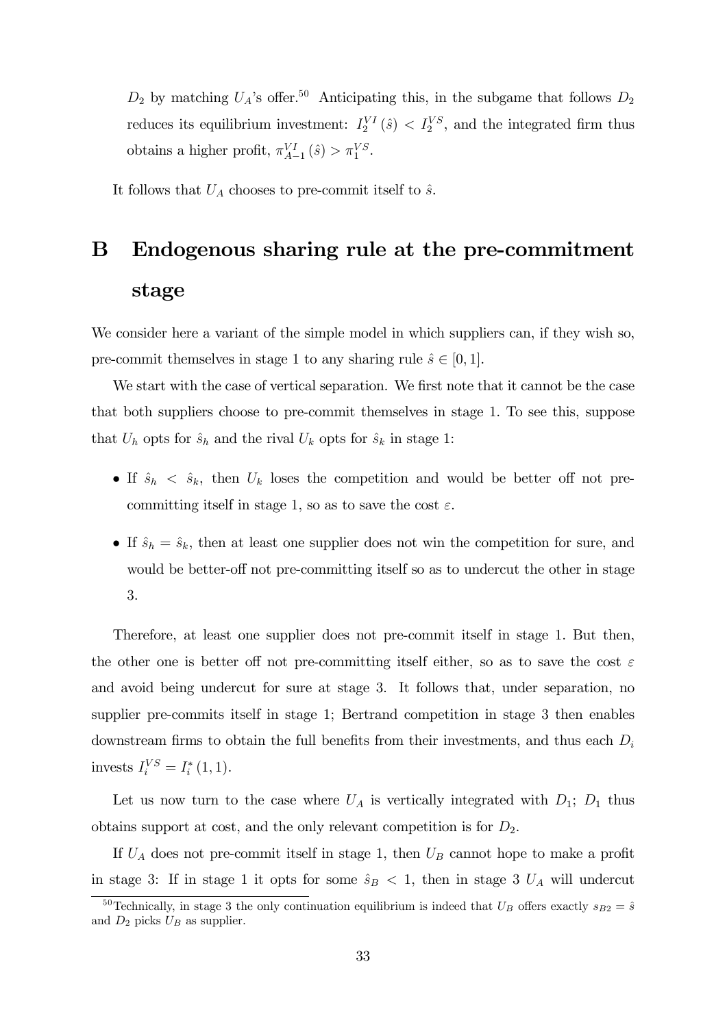$D_2$ by matching $U_A$'s offer.[50] Anticipating this, in the subgame that follows $D_2$ reduces its equilibrium investment: $I_2^{VI}(\hat{s}) < I_2^{VS}$, and the integrated firm thus obtains a higher profit, $\pi_{A-1}^{VI}(\hat{s}) > \pi_1^{VS}$.

It follows that $U_A$ chooses to pre-commit itself to $\hat{s}$.

# B Endogenous sharing rule at the pre-commitment stage

We consider here a variant of the simple model in which suppliers can, if they wish so, pre-commit themselves in stage 1 to any sharing rule $\hat{s} \in [0, 1]$.

We start with the case of vertical separation. We first note that it cannot be the case that both suppliers choose to pre-commit themselves in stage 1. To see this, suppose that $U_h$ opts for $\hat{s}_h$ and the rival $U_k$ opts for $\hat{s}_k$ in stage 1:

- If $\hat{s}_h < \hat{s}_k$, then $U_k$ loses the competition and would be better off not pre-committing itself in stage 1, so as to save the cost $\varepsilon$.
- If $\hat{s}_h = \hat{s}_k$, then at least one supplier does not win the competition for sure, and would be better-off not pre-committing itself so as to undercut the other in stage 3.

Therefore, at least one supplier does not pre-commit itself in stage 1. But then, the other one is better off not pre-committing itself either, so as to save the cost $\varepsilon$ and avoid being undercut for sure at stage 3. It follows that, under separation, no supplier pre-commits itself in stage 1; Bertrand competition in stage 3 then enables downstream firms to obtain the full benefits from their investments, and thus each $D_i$ invests $I_i^{VS} = I_i^*(1, 1)$.

Let us now turn to the case where $U_A$ is vertically integrated with $D_1$; $D_1$ thus obtains support at cost, and the only relevant competition is for $D_2$.

If $U_A$ does not pre-commit itself in stage 1, then $U_B$ cannot hope to make a profit in stage 3: If in stage 1 it opts for some $\hat{s}_B < 1$, then in stage 3 $U_A$ will undercut

[50] Technically, in stage 3 the only continuation equilibrium is indeed that $U_B$ offers exactly $s_{B2} = \hat{s}$ and $D_2$ picks $U_B$ as supplier.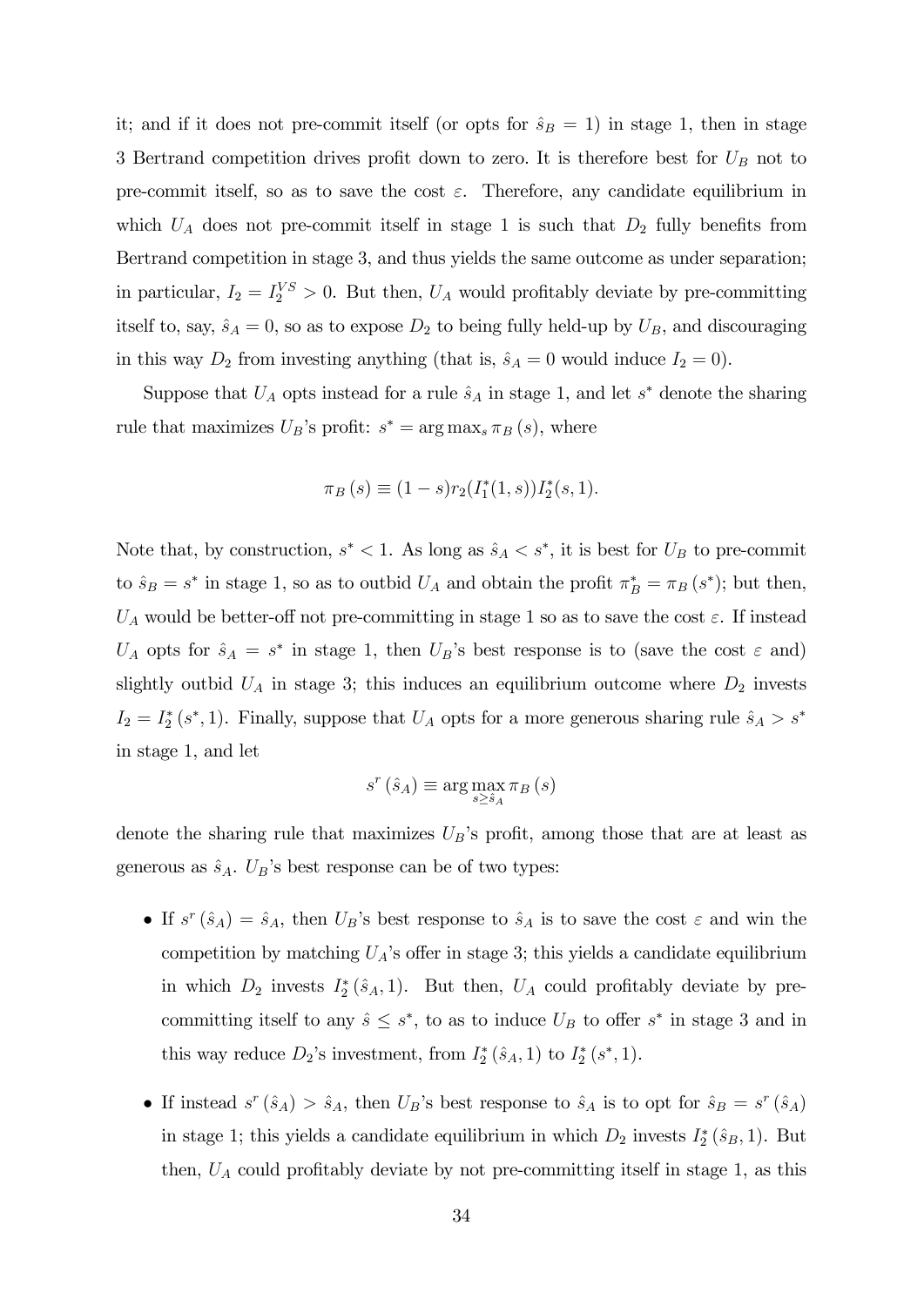it; and if it does not pre-commit itself (or opts for $\hat{s}_B = 1$) in stage 1, then in stage 3 Bertrand competition drives profit down to zero. It is therefore best for $U_B$ not to pre-commit itself, so as to save the cost $\varepsilon$. Therefore, any candidate equilibrium in which $U_A$ does not pre-commit itself in stage 1 is such that $D_2$ fully benefits from Bertrand competition in stage 3, and thus yields the same outcome as under separation; in particular, $I_2 = I_2^{VS} > 0$. But then, $U_A$ would profitably deviate by pre-committing itself to, say, $\hat{s}_A = 0$, so as to expose $D_2$ to being fully held-up by $U_B$, and discouraging in this way $D_2$ from investing anything (that is, $\hat{s}_A = 0$ would induce $I_2 = 0$).

Suppose that $U_A$ opts instead for a rule $\hat{s}_A$ in stage 1, and let $s^*$ denote the sharing rule that maximizes $U_B$'s profit: $s^* = \arg\max_s \pi_B(s)$, where

$$\pi_B(s) \equiv (1-s)r_2(I_1^*(1,s))I_2^*(s,1).$$

Note that, by construction, $s^* < 1$. As long as $\hat{s}_A < s^*$, it is best for $U_B$ to pre-commit to $\hat{s}_B = s^*$ in stage 1, so as to outbid $U_A$ and obtain the profit $\pi_B^* = \pi_B(s^*)$; but then, $U_A$ would be better-off not pre-committing in stage 1 so as to save the cost $\varepsilon$. If instead $U_A$ opts for $\hat{s}_A = s^*$ in stage 1, then $U_B$'s best response is to (save the cost $\varepsilon$ and) slightly outbid $U_A$ in stage 3; this induces an equilibrium outcome where $D_2$ invests $I_2 = I_2^*(s^*, 1)$. Finally, suppose that $U_A$ opts for a more generous sharing rule $\hat{s}_A > s^*$ in stage 1, and let

$$s^r(\hat{s}_A) \equiv \arg\max_{s \geq \hat{s}_A} \pi_B(s)$$

denote the sharing rule that maximizes $U_B$'s profit, among those that are at least as generous as $\hat{s}_A$. $U_B$'s best response can be of two types:

- If $s^r(\hat{s}_A) = \hat{s}_A$, then $U_B$'s best response to $\hat{s}_A$ is to save the cost $\varepsilon$ and win the competition by matching $U_A$'s offer in stage 3; this yields a candidate equilibrium in which $D_2$ invests $I_2^*(\hat{s}_A, 1)$. But then, $U_A$ could profitably deviate by pre-committing itself to any $\hat{s} \leq s^*$, to as to induce $U_B$ to offer $s^*$ in stage 3 and in this way reduce $D_2$'s investment, from $I_2^*(\hat{s}_A, 1)$ to $I_2^*(s^*, 1)$.
- If instead $s^r(\hat{s}_A) > \hat{s}_A$, then $U_B$'s best response to $\hat{s}_A$ is to opt for $\hat{s}_B = s^r(\hat{s}_A)$ in stage 1; this yields a candidate equilibrium in which $D_2$ invests $I_2^*(\hat{s}_B, 1)$. But then, $U_A$ could profitably deviate by not pre-committing itself in stage 1, as this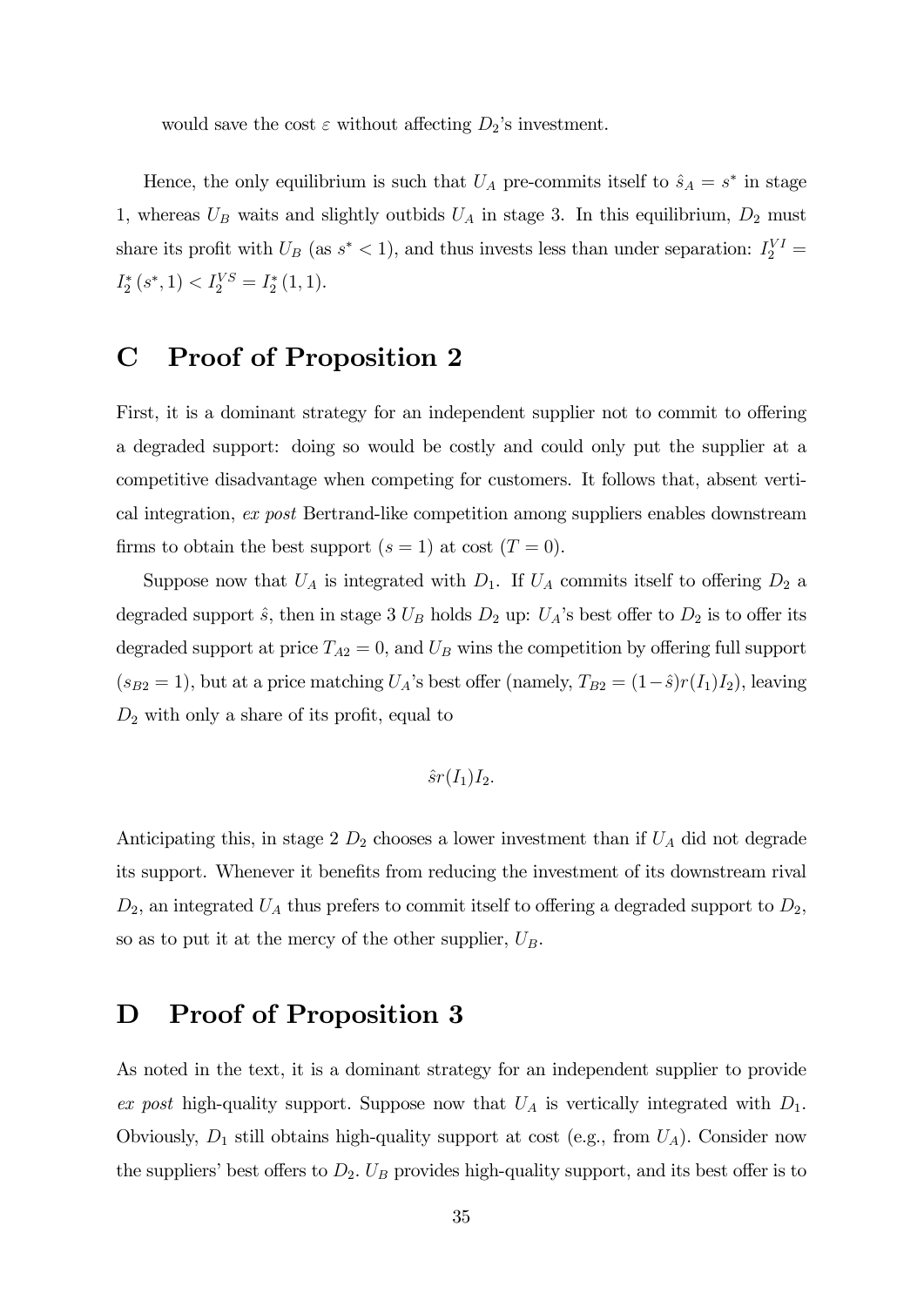would save the cost $\varepsilon$ without affecting $D_2$'s investment.

Hence, the only equilibrium is such that $U_A$ pre-commits itself to $\hat{s}_A = s^*$ in stage 1, whereas $U_B$ waits and slightly outbids $U_A$ in stage 3. In this equilibrium, $D_2$ must share its profit with $U_B$ (as $s^* < 1$), and thus invests less than under separation: $I_2^{VI} = I_2^*(s^*, 1) < I_2^{VS} = I_2^*(1, 1)$.

# C Proof of Proposition 2

First, it is a dominant strategy for an independent supplier not to commit to offering a degraded support: doing so would be costly and could only put the supplier at a competitive disadvantage when competing for customers. It follows that, absent vertical integration, *ex post* Bertrand-like competition among suppliers enables downstream firms to obtain the best support ($s = 1$) at cost ($T = 0$).

Suppose now that $U_A$ is integrated with $D_1$. If $U_A$ commits itself to offering $D_2$ a degraded support $\hat{s}$, then in stage 3 $U_B$ holds $D_2$ up: $U_A$'s best offer to $D_2$ is to offer its degraded support at price $T_{A2} = 0$, and $U_B$ wins the competition by offering full support ($s_{B2} = 1$), but at a price matching $U_A$'s best offer (namely, $T_{B2} = (1-\hat{s})r(I_1)I_2$), leaving $D_2$ with only a share of its profit, equal to

$$\hat{s}r(I_1)I_2.$$

Anticipating this, in stage 2 $D_2$ chooses a lower investment than if $U_A$ did not degrade its support. Whenever it benefits from reducing the investment of its downstream rival $D_2$, an integrated $U_A$ thus prefers to commit itself to offering a degraded support to $D_2$, so as to put it at the mercy of the other supplier, $U_B$.

# D Proof of Proposition 3

As noted in the text, it is a dominant strategy for an independent supplier to provide *ex post* high-quality support. Suppose now that $U_A$ is vertically integrated with $D_1$. Obviously, $D_1$ still obtains high-quality support at cost (e.g., from $U_A$). Consider now the suppliers' best offers to $D_2$. $U_B$ provides high-quality support, and its best offer is to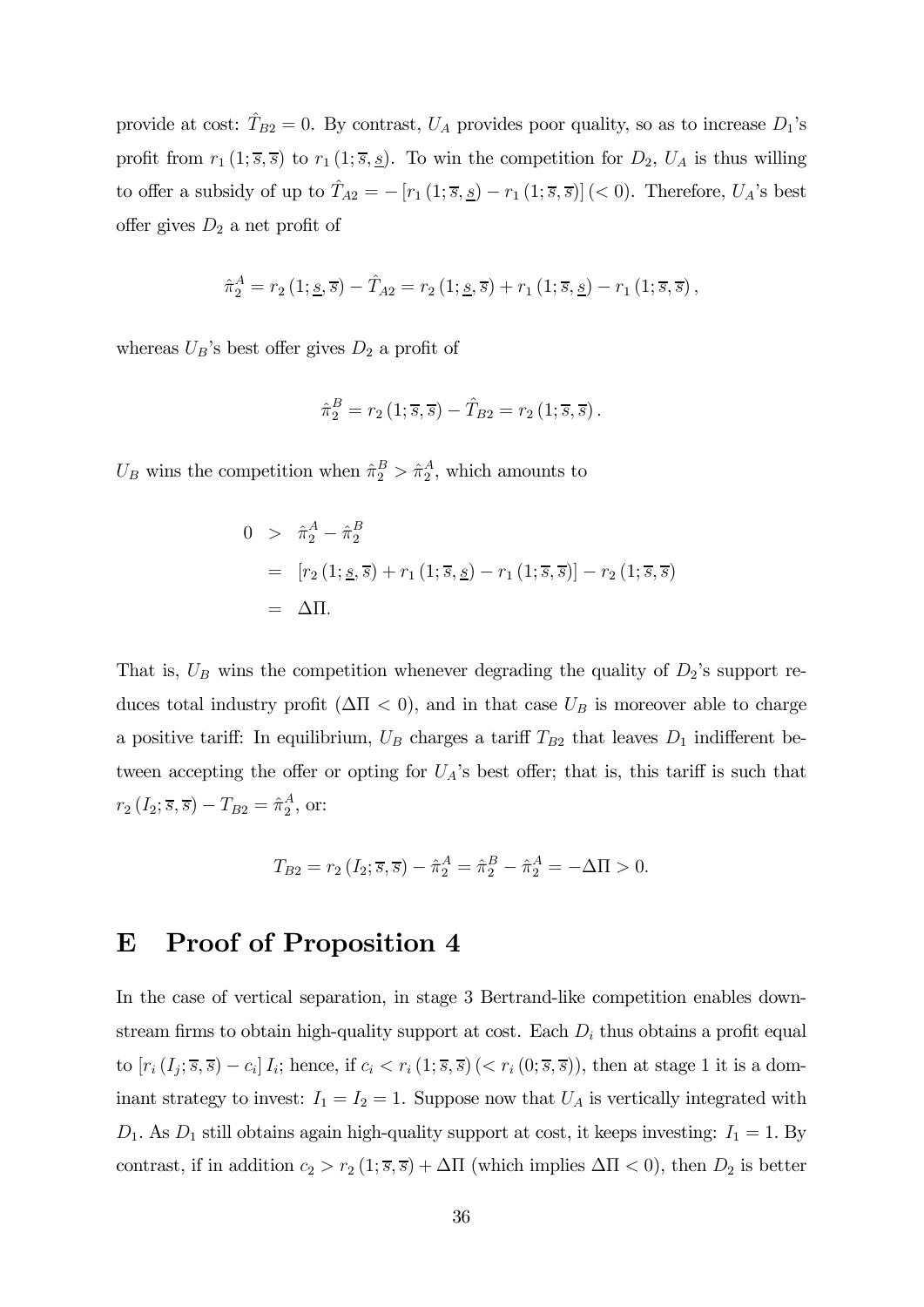provide at cost: $\hat{T}_{B2} = 0$. By contrast, $U_A$ provides poor quality, so as to increase $D_1$'s profit from $r_1(1; \overline{s}, \overline{s})$ to $r_1(1; \overline{s}, \underline{s})$. To win the competition for $D_2$, $U_A$ is thus willing to offer a subsidy of up to $\hat{T}_{A2} = -[r_1(1; \overline{s}, \underline{s}) - r_1(1; \overline{s}, \overline{s})] \, (< 0)$. Therefore, $U_A$'s best offer gives $D_2$ a net profit of

$$\hat{\pi}_2^A = r_2(1; \underline{s}, \overline{s}) - \hat{T}_{A2} = r_2(1; \underline{s}, \overline{s}) + r_1(1; \overline{s}, \underline{s}) - r_1(1; \overline{s}, \overline{s}),$$

whereas $U_B$'s best offer gives $D_2$ a profit of

$$\hat{\pi}_2^B = r_2(1; \overline{s}, \overline{s}) - \hat{T}_{B2} = r_2(1; \overline{s}, \overline{s}).$$

$U_B$ wins the competition when $\hat{\pi}_2^B > \hat{\pi}_2^A$, which amounts to

$$\begin{aligned} 0 &> \hat{\pi}_2^A - \hat{\pi}_2^B \\ &= [r_2(1; \underline{s}, \overline{s}) + r_1(1; \overline{s}, \underline{s}) - r_1(1; \overline{s}, \overline{s})] - r_2(1; \overline{s}, \overline{s}) \\ &= \Delta\Pi. \end{aligned}$$

That is, $U_B$ wins the competition whenever degrading the quality of $D_2$'s support reduces total industry profit ($\Delta\Pi < 0$), and in that case $U_B$ is moreover able to charge a positive tariff: In equilibrium, $U_B$ charges a tariff $T_{B2}$ that leaves $D_1$ indifferent between accepting the offer or opting for $U_A$'s best offer; that is, this tariff is such that $r_2(I_2; \overline{s}, \overline{s}) - T_{B2} = \hat{\pi}_2^A$, or:

$$T_{B2} = r_2(I_2; \overline{s}, \overline{s}) - \hat{\pi}_2^A = \hat{\pi}_2^B - \hat{\pi}_2^A = -\Delta\Pi > 0.$$

# E Proof of Proposition 4

In the case of vertical separation, in stage 3 Bertrand-like competition enables downstream firms to obtain high-quality support at cost. Each $D_i$ thus obtains a profit equal to $[r_i(I_j; \overline{s}, \overline{s}) - c_i] I_i$; hence, if $c_i < r_i(1; \overline{s}, \overline{s}) \, (< r_i(0; \overline{s}, \overline{s}))$, then at stage 1 it is a dominant strategy to invest: $I_1 = I_2 = 1$. Suppose now that $U_A$ is vertically integrated with $D_1$. As $D_1$ still obtains again high-quality support at cost, it keeps investing: $I_1 = 1$. By contrast, if in addition $c_2 > r_2(1; \overline{s}, \overline{s}) + \Delta\Pi$ (which implies $\Delta\Pi < 0$), then $D_2$ is better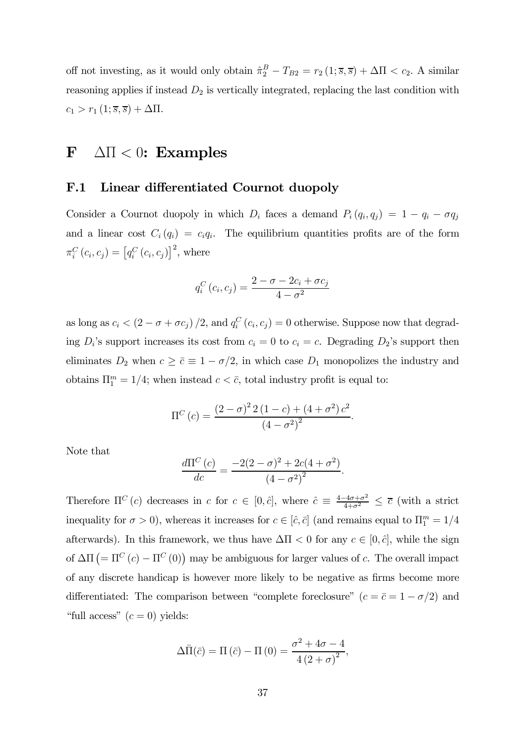off not investing, as it would only obtain $\hat{\pi}_2^B - T_{B2} = r_2(1; \overline{s}, \overline{s}) + \Delta\Pi < c_2$. A similar reasoning applies if instead $D_2$ is vertically integrated, replacing the last condition with $c_1 > r_1(1; \overline{s}, \overline{s}) + \Delta\Pi$.

# F $\Delta\Pi < 0$: Examples

## F.1 Linear differentiated Cournot duopoly

Consider a Cournot duopoly in which $D_i$ faces a demand $P_i(q_i, q_j) = 1 - q_i - \sigma q_j$ and a linear cost $C_i(q_i) = c_i q_i$. The equilibrium quantities profits are of the form $\pi_i^C(c_i, c_j) = \left[q_i^C(c_i, c_j)\right]^2$, where

$$q_i^C(c_i, c_j) = \frac{2 - \sigma - 2c_i + \sigma c_j}{4 - \sigma^2}$$

as long as $c_i < (2 - \sigma + \sigma c_j)/2$, and $q_i^C(c_i, c_j) = 0$ otherwise. Suppose now that degrading $D_i$'s support increases its cost from $c_i = 0$ to $c_i = c$. Degrading $D_2$'s support then eliminates $D_2$ when $c \geq \bar{c} \equiv 1 - \sigma/2$, in which case $D_1$ monopolizes the industry and obtains $\Pi_1^m = 1/4$; when instead $c < \bar{c}$, total industry profit is equal to:

$$\Pi^C(c) = \frac{(2-\sigma)^2 2(1-c) + (4+\sigma^2)c^2}{(4-\sigma^2)^2}.$$

Note that

$$\frac{d\Pi^C(c)}{dc} = \frac{-2(2-\sigma)^2 + 2c(4+\sigma^2)}{(4-\sigma^2)^2}.$$

Therefore $\Pi^C(c)$ decreases in $c$ for $c \in [0, \hat{c}]$, where $\hat{c} \equiv \frac{4-4\sigma+\sigma^2}{4+\sigma^2} \leq \overline{c}$ (with a strict inequality for $\sigma > 0$), whereas it increases for $c \in [\hat{c}, \bar{c}]$ (and remains equal to $\Pi_1^m = 1/4$ afterwards). In this framework, we thus have $\Delta\Pi < 0$ for any $c \in [0, \hat{c}]$, while the sign of $\Delta\Pi \left(= \Pi^C(c) - \Pi^C(0)\right)$ may be ambiguous for larger values of $c$. The overall impact of any discrete handicap is however more likely to be negative as firms become more differentiated: The comparison between "complete foreclosure" ($c = \bar{c} = 1 - \sigma/2$) and "full access" ($c = 0$) yields:

$$\Delta\bar{\Pi}(\bar{c}) = \Pi(\bar{c}) - \Pi(0) = \frac{\sigma^2 + 4\sigma - 4}{4(2+\sigma)^2},$$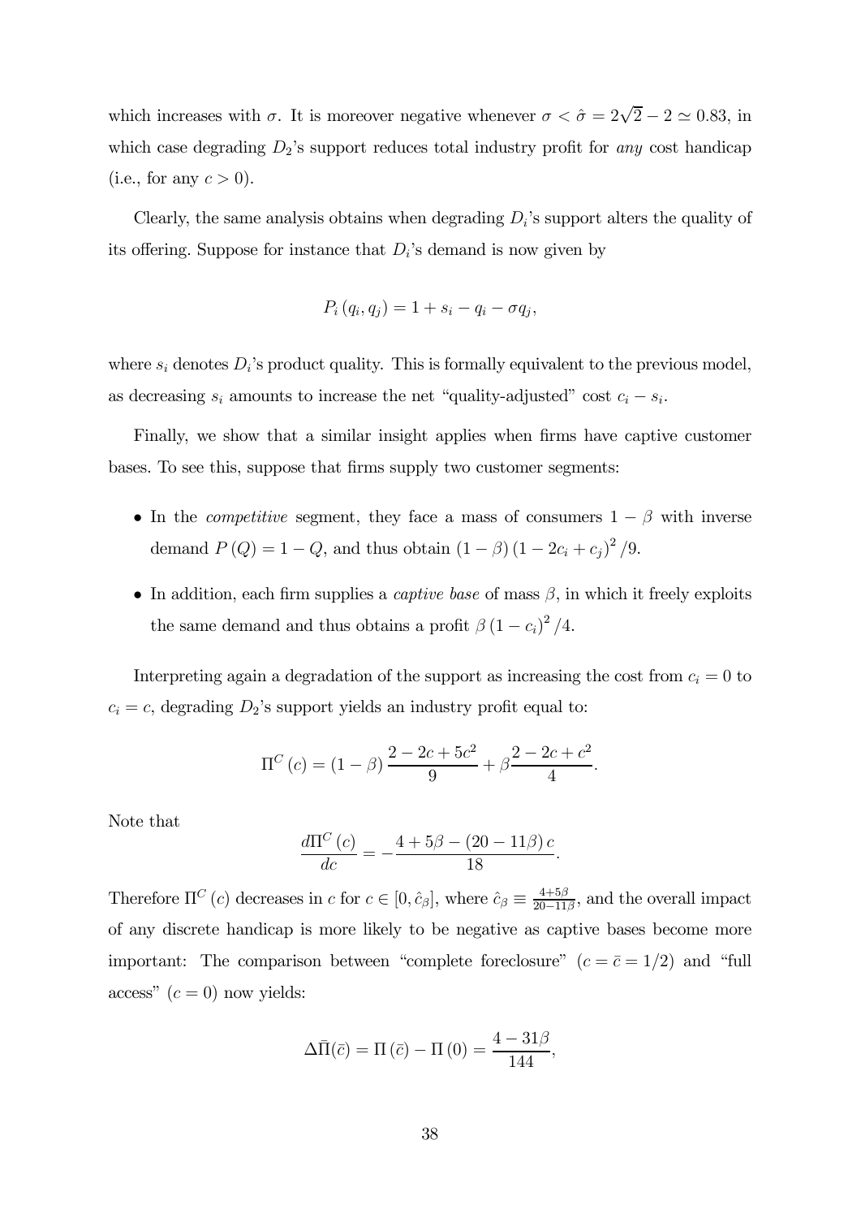which increases with $\sigma$. It is moreover negative whenever $\sigma < \hat{\sigma} = 2\sqrt{2} - 2 \simeq 0.83$, in which case degrading $D_2$'s support reduces total industry profit for *any* cost handicap (i.e., for any $c > 0$).

Clearly, the same analysis obtains when degrading $D_i$'s support alters the quality of its offering. Suppose for instance that $D_i$'s demand is now given by

$$P_i(q_i, q_j) = 1 + s_i - q_i - \sigma q_j,$$

where $s_i$ denotes $D_i$'s product quality. This is formally equivalent to the previous model, as decreasing $s_i$ amounts to increase the net "quality-adjusted" cost $c_i - s_i$.

Finally, we show that a similar insight applies when firms have captive customer bases. To see this, suppose that firms supply two customer segments:

- In the *competitive* segment, they face a mass of consumers $1 - \beta$ with inverse demand $P(Q) = 1 - Q$, and thus obtain $(1 - \beta)(1 - 2c_i + c_j)^2 / 9$.
- In addition, each firm supplies a *captive base* of mass $\beta$, in which it freely exploits the same demand and thus obtains a profit $\beta (1 - c_i)^2 / 4$.

Interpreting again a degradation of the support as increasing the cost from $c_i = 0$ to $c_i = c$, degrading $D_2$'s support yields an industry profit equal to:

$$\Pi^C(c) = (1 - \beta)\frac{2 - 2c + 5c^2}{9} + \beta \frac{2 - 2c + c^2}{4}.$$

Note that

$$\frac{d\Pi^C(c)}{dc} = -\frac{4 + 5\beta - (20 - 11\beta)c}{18}.$$

Therefore $\Pi^C(c)$ decreases in $c$ for $c \in [0, \hat{c}_\beta]$, where $\hat{c}_\beta \equiv \frac{4+5\beta}{20-11\beta}$, and the overall impact of any discrete handicap is more likely to be negative as captive bases become more important: The comparison between "complete foreclosure" ($c = \bar{c} = 1/2$) and "full access" ($c = 0$) now yields:

$$\Delta\bar{\Pi}(\bar{c}) = \Pi(\bar{c}) - \Pi(0) = \frac{4 - 31\beta}{144},$$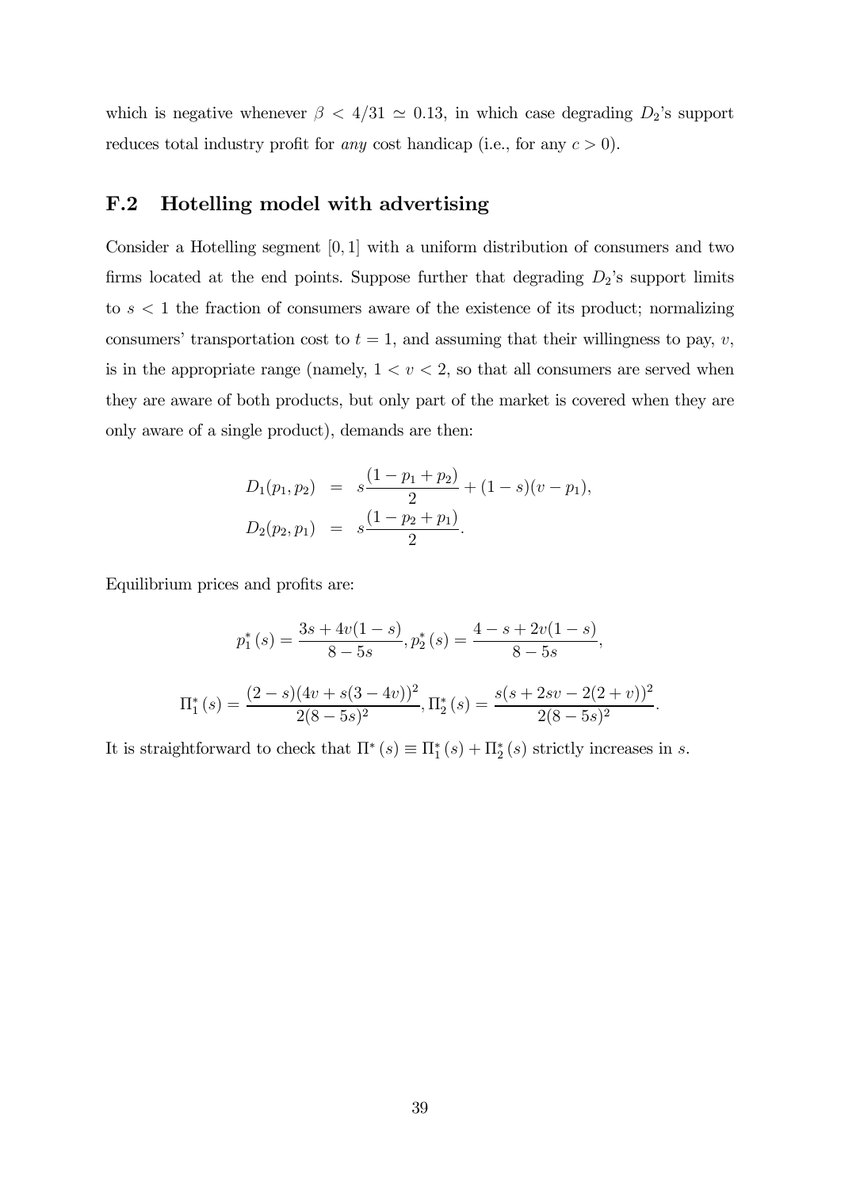which is negative whenever $\beta < 4/31 \simeq 0.13$, in which case degrading $D_2$'s support reduces total industry profit for *any* cost handicap (i.e., for any $c > 0$).

## F.2 Hotelling model with advertising

Consider a Hotelling segment $[0, 1]$ with a uniform distribution of consumers and two firms located at the end points. Suppose further that degrading $D_2$'s support limits to $s < 1$ the fraction of consumers aware of the existence of its product; normalizing consumers' transportation cost to $t = 1$, and assuming that their willingness to pay, $v$, is in the appropriate range (namely, $1 < v < 2$, so that all consumers are served when they are aware of both products, but only part of the market is covered when they are only aware of a single product), demands are then:

$$
\begin{aligned}
D_1(p_1, p_2) &= s\frac{(1 - p_1 + p_2)}{2} + (1 - s)(v - p_1), \\
D_2(p_2, p_1) &= s\frac{(1 - p_2 + p_1)}{2}.
\end{aligned}
$$

Equilibrium prices and profits are:

$$
p_1^*(s) = \frac{3s + 4v(1 - s)}{8 - 5s}, p_2^*(s) = \frac{4 - s + 2v(1 - s)}{8 - 5s},
$$

$$
\Pi_1^*(s) = \frac{(2 - s)(4v + s(3 - 4v))^2}{2(8 - 5s)^2}, \Pi_2^*(s) = \frac{s(s + 2sv - 2(2 + v))^2}{2(8 - 5s)^2}.
$$

It is straightforward to check that $\Pi^*(s) \equiv \Pi_1^*(s) + \Pi_2^*(s)$ strictly increases in $s$.